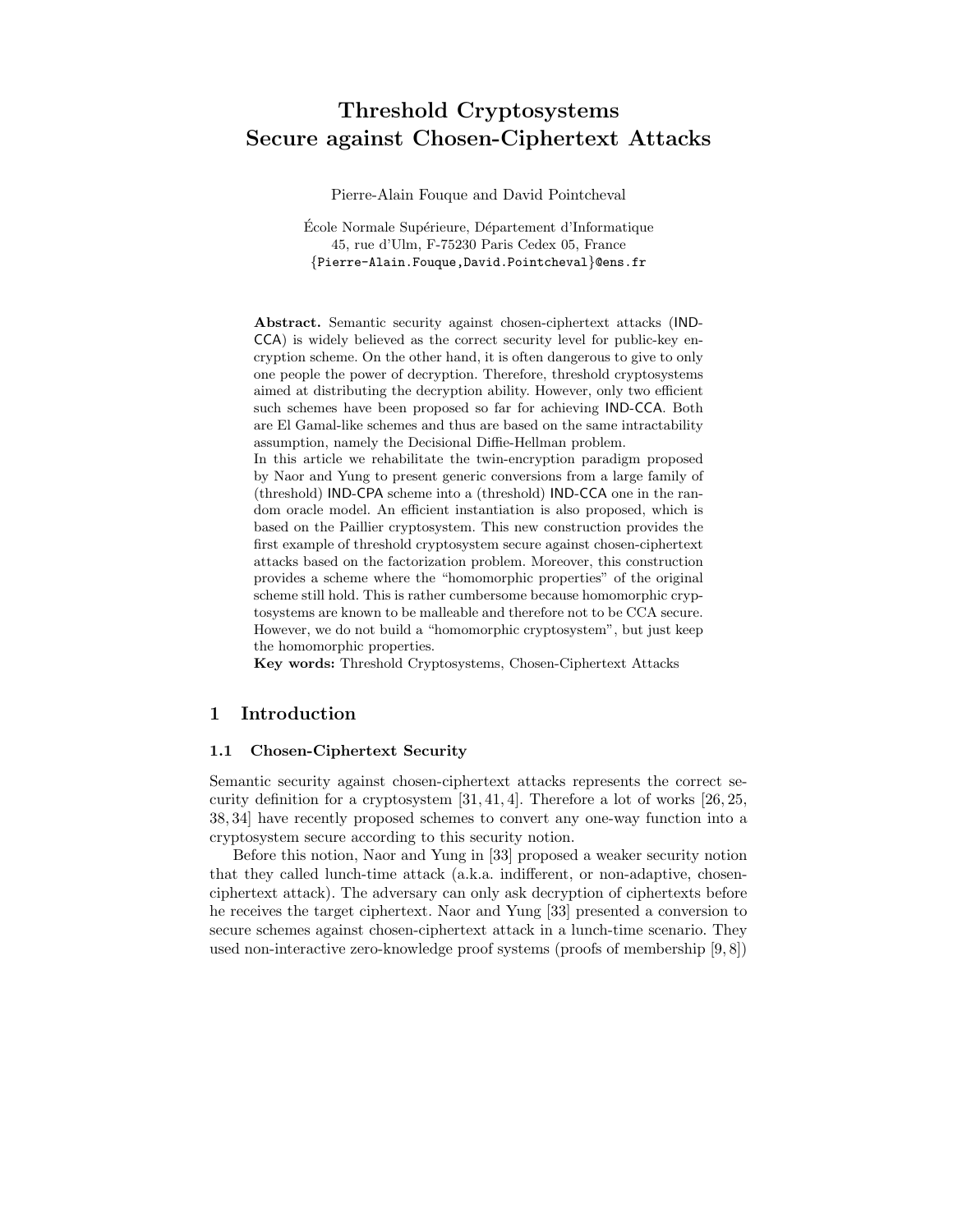# Threshold Cryptosystems Secure against Chosen-Ciphertext Attacks

Pierre-Alain Fouque and David Pointcheval

École Normale Supérieure, Département d'Informatique
45, rue d'Ulm, F-75230 Paris Cedex 05, France
{Pierre-Alain.Fouque,David.Pointcheval}@ens.fr

**Abstract.** Semantic security against chosen-ciphertext attacks (IND-CCA) is widely believed as the correct security level for public-key encryption scheme. On the other hand, it is often dangerous to give to only one people the power of decryption. Therefore, threshold cryptosystems aimed at distributing the decryption ability. However, only two efficient such schemes have been proposed so far for achieving IND-CCA. Both are El Gamal-like schemes and thus are based on the same intractability assumption, namely the Decisional Diffie-Hellman problem.
In this article we rehabilitate the twin-encryption paradigm proposed by Naor and Yung to present generic conversions from a large family of (threshold) IND-CPA scheme into a (threshold) IND-CCA one in the random oracle model. An efficient instantiation is also proposed, which is based on the Paillier cryptosystem. This new construction provides the first example of threshold cryptosystem secure against chosen-ciphertext attacks based on the factorization problem. Moreover, this construction provides a scheme where the "homomorphic properties" of the original scheme still hold. This is rather cumbersome because homomorphic cryptosystems are known to be malleable and therefore not to be CCA secure. However, we do not build a "homomorphic cryptosystem", but just keep the homomorphic properties.
**Key words:** Threshold Cryptosystems, Chosen-Ciphertext Attacks

## 1 Introduction

### 1.1 Chosen-Ciphertext Security

Semantic security against chosen-ciphertext attacks represents the correct security definition for a cryptosystem [31, 41, 4]. Therefore a lot of works [26, 25, 38, 34] have recently proposed schemes to convert any one-way function into a cryptosystem secure according to this security notion.

Before this notion, Naor and Yung in [33] proposed a weaker security notion that they called lunch-time attack (a.k.a. indifferent, or non-adaptive, chosen-ciphertext attack). The adversary can only ask decryption of ciphertexts before he receives the target ciphertext. Naor and Yung [33] presented a conversion to secure schemes against chosen-ciphertext attack in a lunch-time scenario. They used non-interactive zero-knowledge proof systems (proofs of membership [9, 8])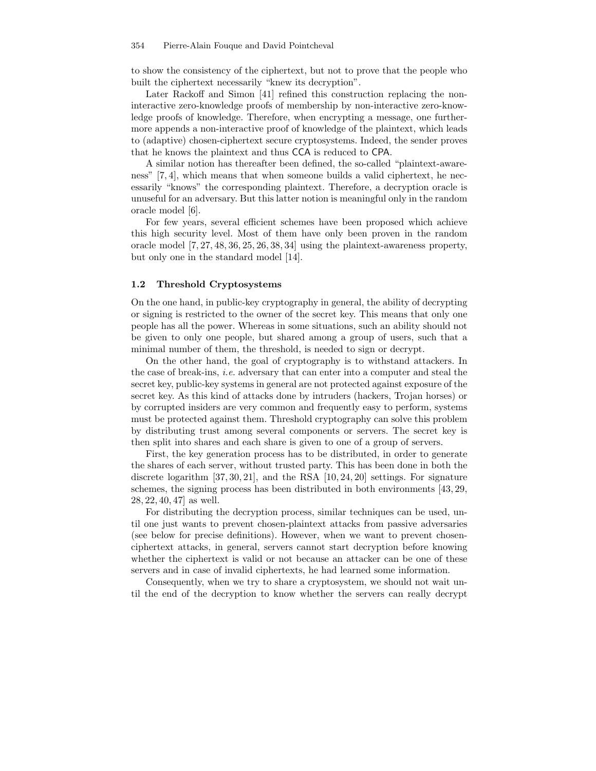to show the consistency of the ciphertext, but not to prove that the people who built the ciphertext necessarily "knew its decryption".

Later Rackoff and Simon [41] refined this construction replacing the non-interactive zero-knowledge proofs of membership by non-interactive zero-knowledge proofs of knowledge. Therefore, when encrypting a message, one furthermore appends a non-interactive proof of knowledge of the plaintext, which leads to (adaptive) chosen-ciphertext secure cryptosystems. Indeed, the sender proves that he knows the plaintext and thus CCA is reduced to CPA.

A similar notion has thereafter been defined, the so-called "plaintext-awareness" [7, 4], which means that when someone builds a valid ciphertext, he necessarily "knows" the corresponding plaintext. Therefore, a decryption oracle is unuseful for an adversary. But this latter notion is meaningful only in the random oracle model [6].

For few years, several efficient schemes have been proposed which achieve this high security level. Most of them have only been proven in the random oracle model [7, 27, 48, 36, 25, 26, 38, 34] using the plaintext-awareness property, but only one in the standard model [14].

### 1.2 Threshold Cryptosystems

On the one hand, in public-key cryptography in general, the ability of decrypting or signing is restricted to the owner of the secret key. This means that only one people has all the power. Whereas in some situations, such an ability should not be given to only one people, but shared among a group of users, such that a minimal number of them, the threshold, is needed to sign or decrypt.

On the other hand, the goal of cryptography is to withstand attackers. In the case of break-ins, *i.e.* adversary that can enter into a computer and steal the secret key, public-key systems in general are not protected against exposure of the secret key. As this kind of attacks done by intruders (hackers, Trojan horses) or by corrupted insiders are very common and frequently easy to perform, systems must be protected against them. Threshold cryptography can solve this problem by distributing trust among several components or servers. The secret key is then split into shares and each share is given to one of a group of servers.

First, the key generation process has to be distributed, in order to generate the shares of each server, without trusted party. This has been done in both the discrete logarithm [37, 30, 21], and the RSA [10, 24, 20] settings. For signature schemes, the signing process has been distributed in both environments [43, 29, 28, 22, 40, 47] as well.

For distributing the decryption process, similar techniques can be used, until one just wants to prevent chosen-plaintext attacks from passive adversaries (see below for precise definitions). However, when we want to prevent chosen-ciphertext attacks, in general, servers cannot start decryption before knowing whether the ciphertext is valid or not because an attacker can be one of these servers and in case of invalid ciphertexts, he had learned some information.

Consequently, when we try to share a cryptosystem, we should not wait until the end of the decryption to know whether the servers can really decrypt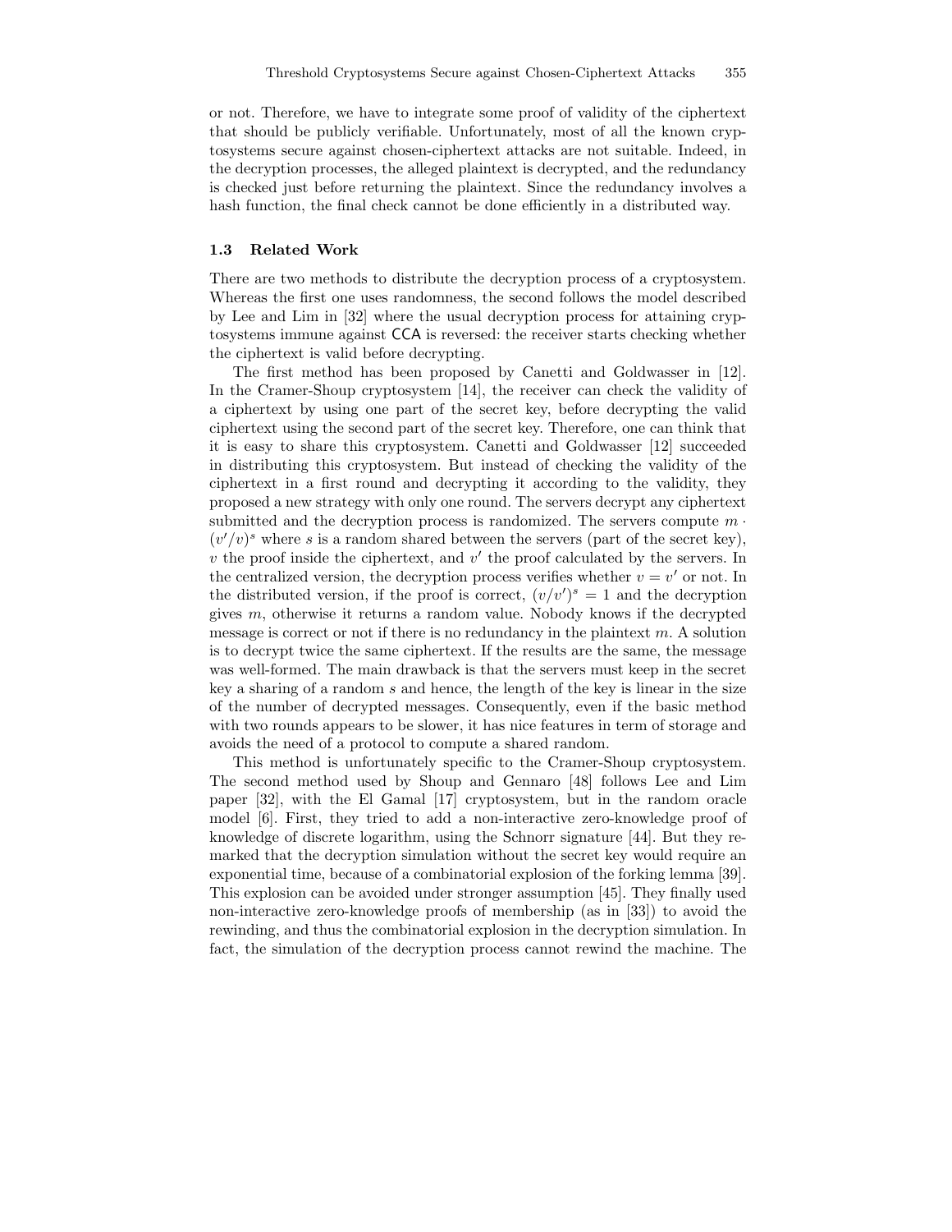or not. Therefore, we have to integrate some proof of validity of the ciphertext that should be publicly verifiable. Unfortunately, most of all the known cryptosystems secure against chosen-ciphertext attacks are not suitable. Indeed, in the decryption processes, the alleged plaintext is decrypted, and the redundancy is checked just before returning the plaintext. Since the redundancy involves a hash function, the final check cannot be done efficiently in a distributed way.

### 1.3 Related Work

There are two methods to distribute the decryption process of a cryptosystem. Whereas the first one uses randomness, the second follows the model described by Lee and Lim in [32] where the usual decryption process for attaining cryptosystems immune against CCA is reversed: the receiver starts checking whether the ciphertext is valid before decrypting.

The first method has been proposed by Canetti and Goldwasser in [12]. In the Cramer-Shoup cryptosystem [14], the receiver can check the validity of a ciphertext by using one part of the secret key, before decrypting the valid ciphertext using the second part of the secret key. Therefore, one can think that it is easy to share this cryptosystem. Canetti and Goldwasser [12] succeeded in distributing this cryptosystem. But instead of checking the validity of the ciphertext in a first round and decrypting it according to the validity, they proposed a new strategy with only one round. The servers decrypt any ciphertext submitted and the decryption process is randomized. The servers compute $m \cdot (v'/v)^s$ where $s$ is a random shared between the servers (part of the secret key), $v$ the proof inside the ciphertext, and $v'$ the proof calculated by the servers. In the centralized version, the decryption process verifies whether $v = v'$ or not. In the distributed version, if the proof is correct, $(v/v')^s = 1$ and the decryption gives $m$, otherwise it returns a random value. Nobody knows if the decrypted message is correct or not if there is no redundancy in the plaintext $m$. A solution is to decrypt twice the same ciphertext. If the results are the same, the message was well-formed. The main drawback is that the servers must keep in the secret key a sharing of a random $s$ and hence, the length of the key is linear in the size of the number of decrypted messages. Consequently, even if the basic method with two rounds appears to be slower, it has nice features in term of storage and avoids the need of a protocol to compute a shared random.

This method is unfortunately specific to the Cramer-Shoup cryptosystem. The second method used by Shoup and Gennaro [48] follows Lee and Lim paper [32], with the El Gamal [17] cryptosystem, but in the random oracle model [6]. First, they tried to add a non-interactive zero-knowledge proof of knowledge of discrete logarithm, using the Schnorr signature [44]. But they remarked that the decryption simulation without the secret key would require an exponential time, because of a combinatorial explosion of the forking lemma [39]. This explosion can be avoided under stronger assumption [45]. They finally used non-interactive zero-knowledge proofs of membership (as in [33]) to avoid the rewinding, and thus the combinatorial explosion in the decryption simulation. In fact, the simulation of the decryption process cannot rewind the machine. The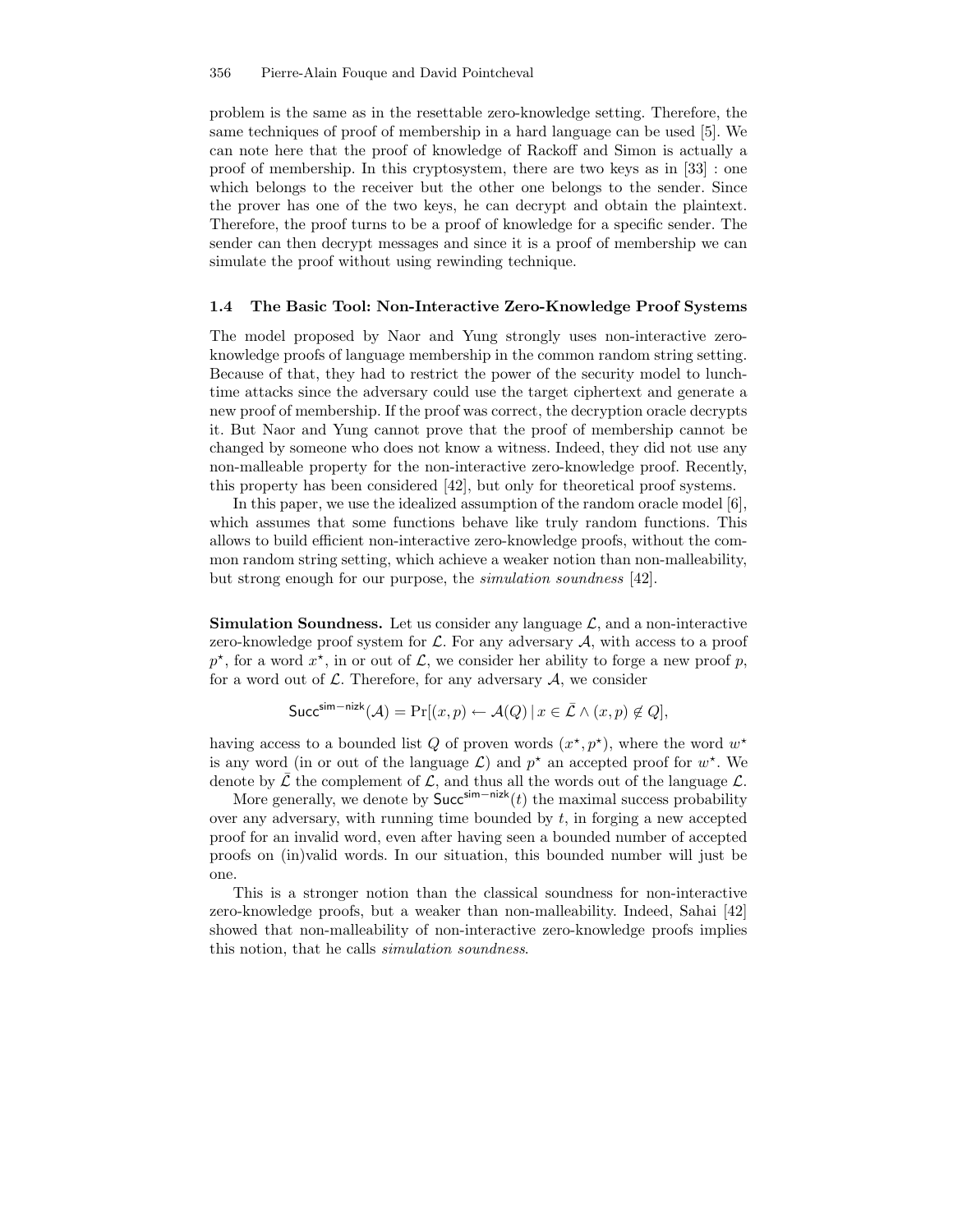problem is the same as in the resettable zero-knowledge setting. Therefore, the same techniques of proof of membership in a hard language can be used [5]. We can note here that the proof of knowledge of Rackoff and Simon is actually a proof of membership. In this cryptosystem, there are two keys as in [33] : one which belongs to the receiver but the other one belongs to the sender. Since the prover has one of the two keys, he can decrypt and obtain the plaintext. Therefore, the proof turns to be a proof of knowledge for a specific sender. The sender can then decrypt messages and since it is a proof of membership we can simulate the proof without using rewinding technique.

### 1.4 The Basic Tool: Non-Interactive Zero-Knowledge Proof Systems

The model proposed by Naor and Yung strongly uses non-interactive zero-knowledge proofs of language membership in the common random string setting. Because of that, they had to restrict the power of the security model to lunch-time attacks since the adversary could use the target ciphertext and generate a new proof of membership. If the proof was correct, the decryption oracle decrypts it. But Naor and Yung cannot prove that the proof of membership cannot be changed by someone who does not know a witness. Indeed, they did not use any non-malleable property for the non-interactive zero-knowledge proof. Recently, this property has been considered [42], but only for theoretical proof systems.

In this paper, we use the idealized assumption of the random oracle model [6], which assumes that some functions behave like truly random functions. This allows to build efficient non-interactive zero-knowledge proofs, without the common random string setting, which achieve a weaker notion than non-malleability, but strong enough for our purpose, the *simulation soundness* [42].

**Simulation Soundness.** Let us consider any language $\mathcal{L}$, and a non-interactive zero-knowledge proof system for $\mathcal{L}$. For any adversary $\mathcal{A}$, with access to a proof $p^\star$, for a word $x^\star$, in or out of $\mathcal{L}$, we consider her ability to forge a new proof $p$, for a word out of $\mathcal{L}$. Therefore, for any adversary $\mathcal{A}$, we consider

$$\mathsf{Succ}^{\mathsf{sim-nizk}}(\mathcal{A}) = \Pr[(x,p) \leftarrow \mathcal{A}(Q) \mid x \in \bar{\mathcal{L}} \wedge (x,p) \notin Q],$$

having access to a bounded list $Q$ of proven words $(x^\star, p^\star)$, where the word $w^\star$ is any word (in or out of the language $\mathcal{L}$) and $p^\star$ an accepted proof for $w^\star$. We denote by $\bar{\mathcal{L}}$ the complement of $\mathcal{L}$, and thus all the words out of the language $\mathcal{L}$.

More generally, we denote by $\mathsf{Succ}^{\mathsf{sim-nizk}}(t)$ the maximal success probability over any adversary, with running time bounded by $t$, in forging a new accepted proof for an invalid word, even after having seen a bounded number of accepted proofs on (in)valid words. In our situation, this bounded number will just be one.

This is a stronger notion than the classical soundness for non-interactive zero-knowledge proofs, but a weaker than non-malleability. Indeed, Sahai [42] showed that non-malleability of non-interactive zero-knowledge proofs implies this notion, that he calls *simulation soundness*.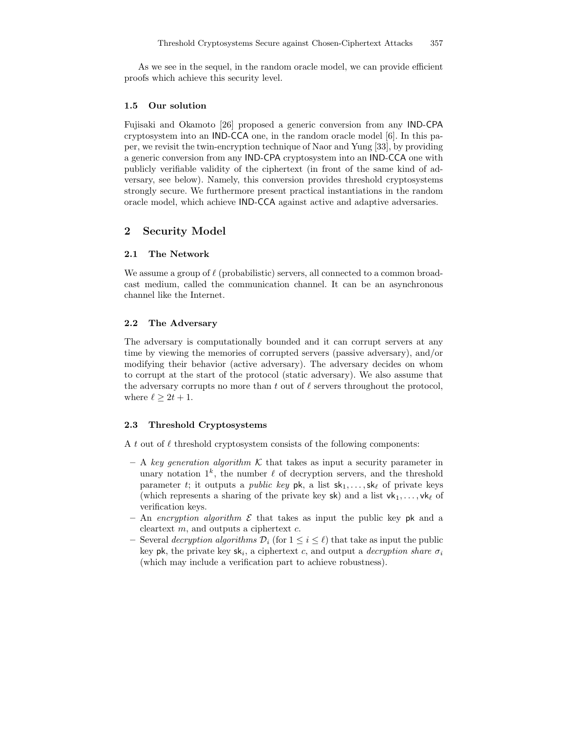As we see in the sequel, in the random oracle model, we can provide efficient proofs which achieve this security level.

### 1.5 Our solution

Fujisaki and Okamoto [26] proposed a generic conversion from any IND-CPA cryptosystem into an IND-CCA one, in the random oracle model [6]. In this paper, we revisit the twin-encryption technique of Naor and Yung [33], by providing a generic conversion from any IND-CPA cryptosystem into an IND-CCA one with publicly verifiable validity of the ciphertext (in front of the same kind of adversary, see below). Namely, this conversion provides threshold cryptosystems strongly secure. We furthermore present practical instantiations in the random oracle model, which achieve IND-CCA against active and adaptive adversaries.

## 2 Security Model

### 2.1 The Network

We assume a group of $\ell$ (probabilistic) servers, all connected to a common broadcast medium, called the communication channel. It can be an asynchronous channel like the Internet.

### 2.2 The Adversary

The adversary is computationally bounded and it can corrupt servers at any time by viewing the memories of corrupted servers (passive adversary), and/or modifying their behavior (active adversary). The adversary decides on whom to corrupt at the start of the protocol (static adversary). We also assume that the adversary corrupts no more than $t$ out of $\ell$ servers throughout the protocol, where $\ell \geq 2t + 1$.

### 2.3 Threshold Cryptosystems

A $t$ out of $\ell$ threshold cryptosystem consists of the following components:

- A *key generation algorithm* $\mathcal{K}$ that takes as input a security parameter in unary notation $1^k$, the number $\ell$ of decryption servers, and the threshold parameter $t$; it outputs a *public key* $\mathsf{pk}$, a list $\mathsf{sk}_1, \ldots, \mathsf{sk}_\ell$ of private keys (which represents a sharing of the private key $\mathsf{sk}$) and a list $\mathsf{vk}_1, \ldots, \mathsf{vk}_\ell$ of verification keys.
- An *encryption algorithm* $\mathcal{E}$ that takes as input the public key $\mathsf{pk}$ and a cleartext $m$, and outputs a ciphertext $c$.
- Several *decryption algorithms* $\mathcal{D}_i$ (for $1 \leq i \leq \ell$) that take as input the public key $\mathsf{pk}$, the private key $\mathsf{sk}_i$, a ciphertext $c$, and output a *decryption share* $\sigma_i$ (which may include a verification part to achieve robustness).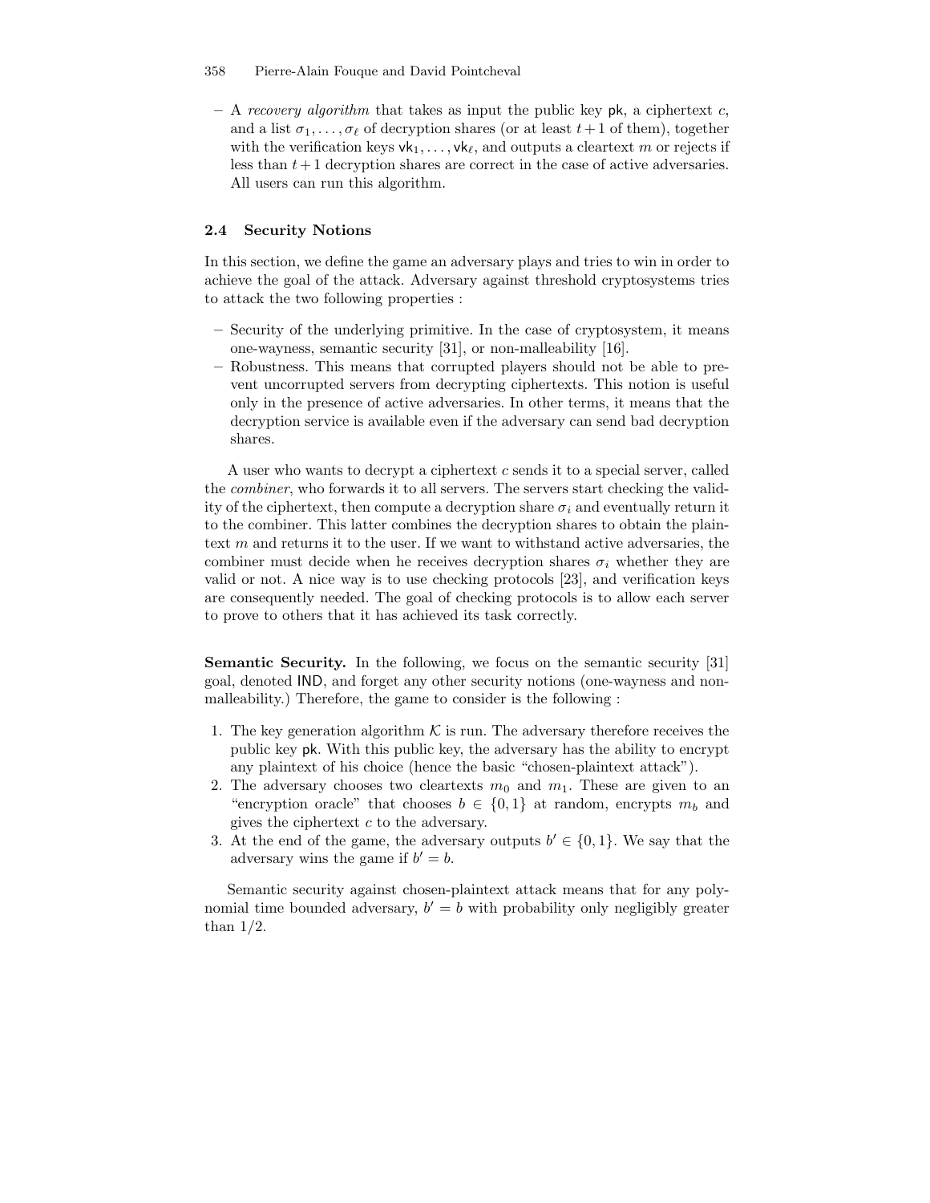– A *recovery algorithm* that takes as input the public key $\mathsf{pk}$, a ciphertext $c$, and a list $\sigma_1, \ldots, \sigma_\ell$ of decryption shares (or at least $t+1$ of them), together with the verification keys $\mathsf{vk}_1, \ldots, \mathsf{vk}_\ell$, and outputs a cleartext $m$ or rejects if less than $t+1$ decryption shares are correct in the case of active adversaries. All users can run this algorithm.

### 2.4 Security Notions

In this section, we define the game an adversary plays and tries to win in order to achieve the goal of the attack. Adversary against threshold cryptosystems tries to attack the two following properties :

– Security of the underlying primitive. In the case of cryptosystem, it means one-wayness, semantic security [31], or non-malleability [16].
– Robustness. This means that corrupted players should not be able to prevent uncorrupted servers from decrypting ciphertexts. This notion is useful only in the presence of active adversaries. In other terms, it means that the decryption service is available even if the adversary can send bad decryption shares.

A user who wants to decrypt a ciphertext $c$ sends it to a special server, called the *combiner*, who forwards it to all servers. The servers start checking the validity of the ciphertext, then compute a decryption share $\sigma_i$ and eventually return it to the combiner. This latter combines the decryption shares to obtain the plaintext $m$ and returns it to the user. If we want to withstand active adversaries, the combiner must decide when he receives decryption shares $\sigma_i$ whether they are valid or not. A nice way is to use checking protocols [23], and verification keys are consequently needed. The goal of checking protocols is to allow each server to prove to others that it has achieved its task correctly.

**Semantic Security.** In the following, we focus on the semantic security [31] goal, denoted $\mathsf{IND}$, and forget any other security notions (one-wayness and non-malleability.) Therefore, the game to consider is the following :

1. The key generation algorithm $\mathcal{K}$ is run. The adversary therefore receives the public key $\mathsf{pk}$. With this public key, the adversary has the ability to encrypt any plaintext of his choice (hence the basic "chosen-plaintext attack").
2. The adversary chooses two cleartexts $m_0$ and $m_1$. These are given to an "encryption oracle" that chooses $b \in \{0,1\}$ at random, encrypts $m_b$ and gives the ciphertext $c$ to the adversary.
3. At the end of the game, the adversary outputs $b' \in \{0,1\}$. We say that the adversary wins the game if $b' = b$.

Semantic security against chosen-plaintext attack means that for any polynomial time bounded adversary, $b' = b$ with probability only negligibly greater than $1/2$.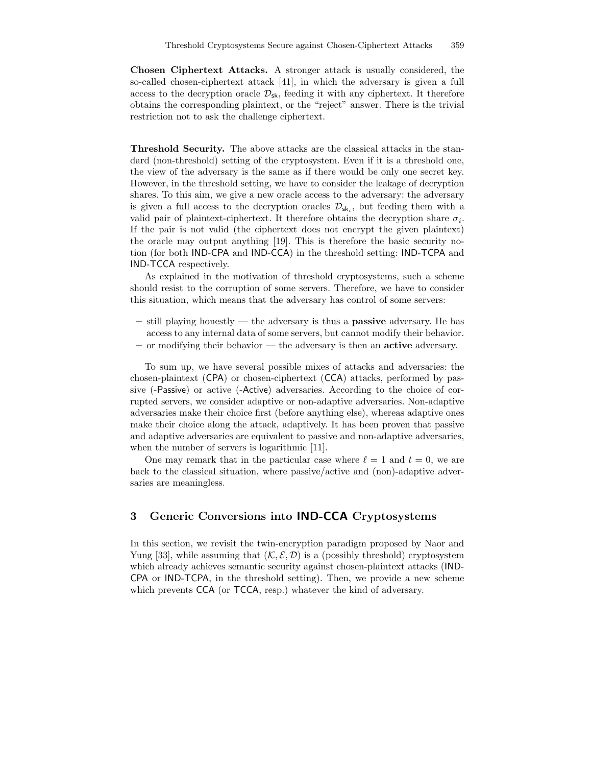**Chosen Ciphertext Attacks.** A stronger attack is usually considered, the so-called chosen-ciphertext attack [41], in which the adversary is given a full access to the decryption oracle $\mathcal{D}_{\mathsf{sk}}$, feeding it with any ciphertext. It therefore obtains the corresponding plaintext, or the "reject" answer. There is the trivial restriction not to ask the challenge ciphertext.

**Threshold Security.** The above attacks are the classical attacks in the standard (non-threshold) setting of the cryptosystem. Even if it is a threshold one, the view of the adversary is the same as if there would be only one secret key. However, in the threshold setting, we have to consider the leakage of decryption shares. To this aim, we give a new oracle access to the adversary: the adversary is given a full access to the decryption oracles $\mathcal{D}_{\mathsf{sk}_i}$, but feeding them with a valid pair of plaintext-ciphertext. It therefore obtains the decryption share $\sigma_i$. If the pair is not valid (the ciphertext does not encrypt the given plaintext) the oracle may output anything [19]. This is therefore the basic security notion (for both IND-CPA and IND-CCA) in the threshold setting: IND-TCPA and IND-TCCA respectively.

As explained in the motivation of threshold cryptosystems, such a scheme should resist to the corruption of some servers. Therefore, we have to consider this situation, which means that the adversary has control of some servers:

- still playing honestly — the adversary is thus a **passive** adversary. He has access to any internal data of some servers, but cannot modify their behavior.
- or modifying their behavior — the adversary is then an **active** adversary.

To sum up, we have several possible mixes of attacks and adversaries: the chosen-plaintext (CPA) or chosen-ciphertext (CCA) attacks, performed by passive (-Passive) or active (-Active) adversaries. According to the choice of corrupted servers, we consider adaptive or non-adaptive adversaries. Non-adaptive adversaries make their choice first (before anything else), whereas adaptive ones make their choice along the attack, adaptively. It has been proven that passive and adaptive adversaries are equivalent to passive and non-adaptive adversaries, when the number of servers is logarithmic [11].

One may remark that in the particular case where $\ell = 1$ and $t = 0$, we are back to the classical situation, where passive/active and (non)-adaptive adversaries are meaningless.

## 3 Generic Conversions into IND-CCA Cryptosystems

In this section, we revisit the twin-encryption paradigm proposed by Naor and Yung [33], while assuming that $(\mathcal{K}, \mathcal{E}, \mathcal{D})$ is a (possibly threshold) cryptosystem which already achieves semantic security against chosen-plaintext attacks (IND-CPA or IND-TCPA, in the threshold setting). Then, we provide a new scheme which prevents CCA (or TCCA, resp.) whatever the kind of adversary.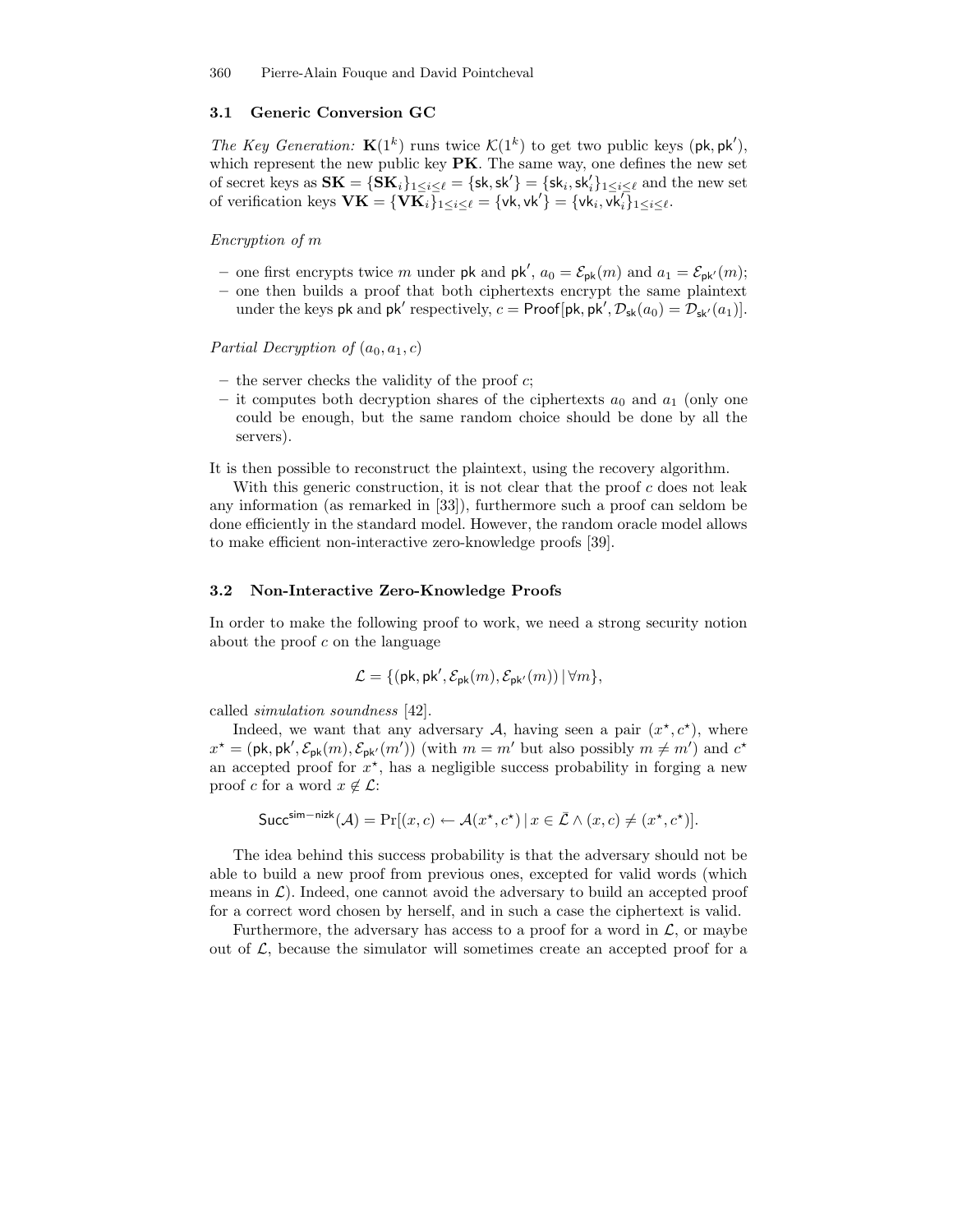### 3.1 Generic Conversion GC

*The Key Generation:* $\mathbf{K}(1^k)$ runs twice $\mathcal{K}(1^k)$ to get two public keys $(\mathsf{pk}, \mathsf{pk}')$, which represent the new public key $\mathbf{PK}$. The same way, one defines the new set of secret keys as $\mathbf{SK} = \{\mathbf{SK}_i\}_{1 \leq i \leq \ell} = \{\mathsf{sk}, \mathsf{sk}'\} = \{\mathsf{sk}_i, \mathsf{sk}'_i\}_{1 \leq i \leq \ell}$ and the new set of verification keys $\mathbf{VK} = \{\mathbf{VK}_i\}_{1 \leq i \leq \ell} = \{\mathsf{vk}, \mathsf{vk}'\} = \{\mathsf{vk}_i, \mathsf{vk}'_i\}_{1 \leq i \leq \ell}$.

*Encryption of* $m$

- one first encrypts twice $m$ under $\mathsf{pk}$ and $\mathsf{pk}'$, $a_0 = \mathcal{E}_{\mathsf{pk}}(m)$ and $a_1 = \mathcal{E}_{\mathsf{pk}'}(m)$;
- one then builds a proof that both ciphertexts encrypt the same plaintext under the keys $\mathsf{pk}$ and $\mathsf{pk}'$ respectively, $c = \mathsf{Proof}[\mathsf{pk}, \mathsf{pk}', \mathcal{D}_{\mathsf{sk}}(a_0) = \mathcal{D}_{\mathsf{sk}'}(a_1)]$.

*Partial Decryption of* $(a_0, a_1, c)$

- the server checks the validity of the proof $c$;
- it computes both decryption shares of the ciphertexts $a_0$ and $a_1$ (only one could be enough, but the same random choice should be done by all the servers).

It is then possible to reconstruct the plaintext, using the recovery algorithm.

With this generic construction, it is not clear that the proof $c$ does not leak any information (as remarked in [33]), furthermore such a proof can seldom be done efficiently in the standard model. However, the random oracle model allows to make efficient non-interactive zero-knowledge proofs [39].

### 3.2 Non-Interactive Zero-Knowledge Proofs

In order to make the following proof to work, we need a strong security notion about the proof $c$ on the language

$$\mathcal{L} = \{(\mathsf{pk}, \mathsf{pk}', \mathcal{E}_{\mathsf{pk}}(m), \mathcal{E}_{\mathsf{pk}'}(m)) \,|\, \forall m\},$$

called *simulation soundness* [42].

Indeed, we want that any adversary $\mathcal{A}$, having seen a pair $(x^\star, c^\star)$, where $x^\star = (\mathsf{pk}, \mathsf{pk}', \mathcal{E}_{\mathsf{pk}}(m), \mathcal{E}_{\mathsf{pk}'}(m'))$ (with $m = m'$ but also possibly $m \neq m'$) and $c^\star$ an accepted proof for $x^\star$, has a negligible success probability in forging a new proof $c$ for a word $x \notin \mathcal{L}$:

$$\mathsf{Succ}^{\mathsf{sim-nizk}}(\mathcal{A}) = \Pr[(x, c) \leftarrow \mathcal{A}(x^\star, c^\star) \,|\, x \in \bar{\mathcal{L}} \wedge (x, c) \neq (x^\star, c^\star)].$$

The idea behind this success probability is that the adversary should not be able to build a new proof from previous ones, excepted for valid words (which means in $\mathcal{L}$). Indeed, one cannot avoid the adversary to build an accepted proof for a correct word chosen by herself, and in such a case the ciphertext is valid.

Furthermore, the adversary has access to a proof for a word in $\mathcal{L}$, or maybe out of $\mathcal{L}$, because the simulator will sometimes create an accepted proof for a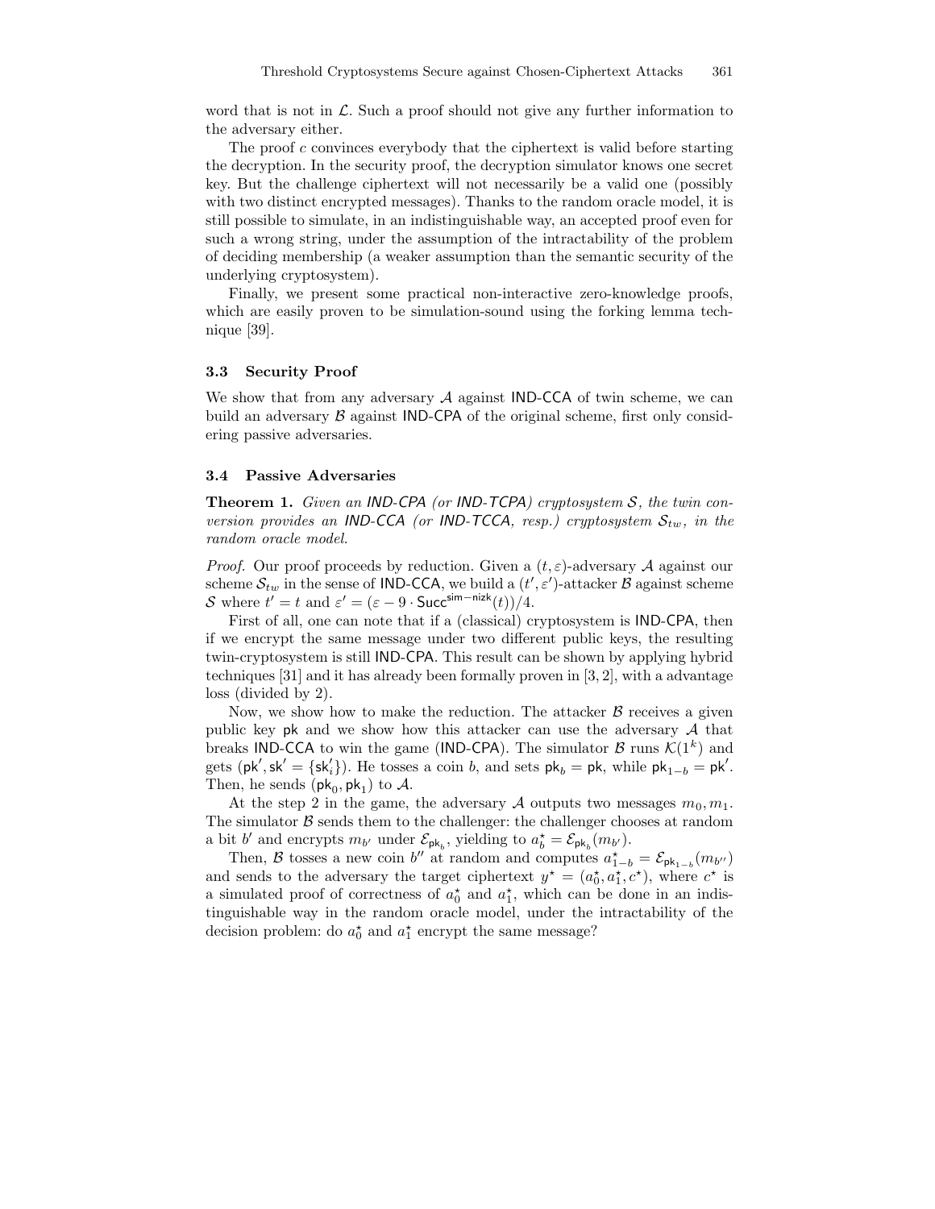word that is not in $\mathcal{L}$. Such a proof should not give any further information to the adversary either.

The proof $c$ convinces everybody that the ciphertext is valid before starting the decryption. In the security proof, the decryption simulator knows one secret key. But the challenge ciphertext will not necessarily be a valid one (possibly with two distinct encrypted messages). Thanks to the random oracle model, it is still possible to simulate, in an indistinguishable way, an accepted proof even for such a wrong string, under the assumption of the intractability of the problem of deciding membership (a weaker assumption than the semantic security of the underlying cryptosystem).

Finally, we present some practical non-interactive zero-knowledge proofs, which are easily proven to be simulation-sound using the forking lemma technique [39].

### 3.3 Security Proof

We show that from any adversary $\mathcal{A}$ against IND-CCA of twin scheme, we can build an adversary $\mathcal{B}$ against IND-CPA of the original scheme, first only considering passive adversaries.

### 3.4 Passive Adversaries

**Theorem 1.** *Given an IND-CPA (or IND-TCPA) cryptosystem $\mathcal{S}$, the twin conversion provides an IND-CCA (or IND-TCCA, resp.) cryptosystem $\mathcal{S}_{tw}$, in the random oracle model.*

*Proof.* Our proof proceeds by reduction. Given a $(t, \varepsilon)$-adversary $\mathcal{A}$ against our scheme $\mathcal{S}_{tw}$ in the sense of IND-CCA, we build a $(t', \varepsilon')$-attacker $\mathcal{B}$ against scheme $\mathcal{S}$ where $t' = t$ and $\varepsilon' = (\varepsilon - 9 \cdot \mathsf{Succ}^{\mathsf{sim-nizk}}(t))/4$.

First of all, one can note that if a (classical) cryptosystem is IND-CPA, then if we encrypt the same message under two different public keys, the resulting twin-cryptosystem is still IND-CPA. This result can be shown by applying hybrid techniques [31] and it has already been formally proven in [3, 2], with a advantage loss (divided by 2).

Now, we show how to make the reduction. The attacker $\mathcal{B}$ receives a given public key $\mathsf{pk}$ and we show how this attacker can use the adversary $\mathcal{A}$ that breaks IND-CCA to win the game (IND-CPA). The simulator $\mathcal{B}$ runs $\mathcal{K}(1^k)$ and gets $(\mathsf{pk}', \mathsf{sk}' = \{\mathsf{sk}'_i\})$. He tosses a coin $b$, and sets $\mathsf{pk}_b = \mathsf{pk}$, while $\mathsf{pk}_{1-b} = \mathsf{pk}'$. Then, he sends $(\mathsf{pk}_0, \mathsf{pk}_1)$ to $\mathcal{A}$.

At the step 2 in the game, the adversary $\mathcal{A}$ outputs two messages $m_0, m_1$. The simulator $\mathcal{B}$ sends them to the challenger: the challenger chooses at random a bit $b'$ and encrypts $m_{b'}$ under $\mathcal{E}_{\mathsf{pk}_b}$, yielding to $a_b^\star = \mathcal{E}_{\mathsf{pk}_b}(m_{b'})$.

Then, $\mathcal{B}$ tosses a new coin $b''$ at random and computes $a_{1-b}^\star = \mathcal{E}_{\mathsf{pk}_{1-b}}(m_{b''})$ and sends to the adversary the target ciphertext $y^\star = (a_0^\star, a_1^\star, c^\star)$, where $c^\star$ is a simulated proof of correctness of $a_0^\star$ and $a_1^\star$, which can be done in an indistinguishable way in the random oracle model, under the intractability of the decision problem: do $a_0^\star$ and $a_1^\star$ encrypt the same message?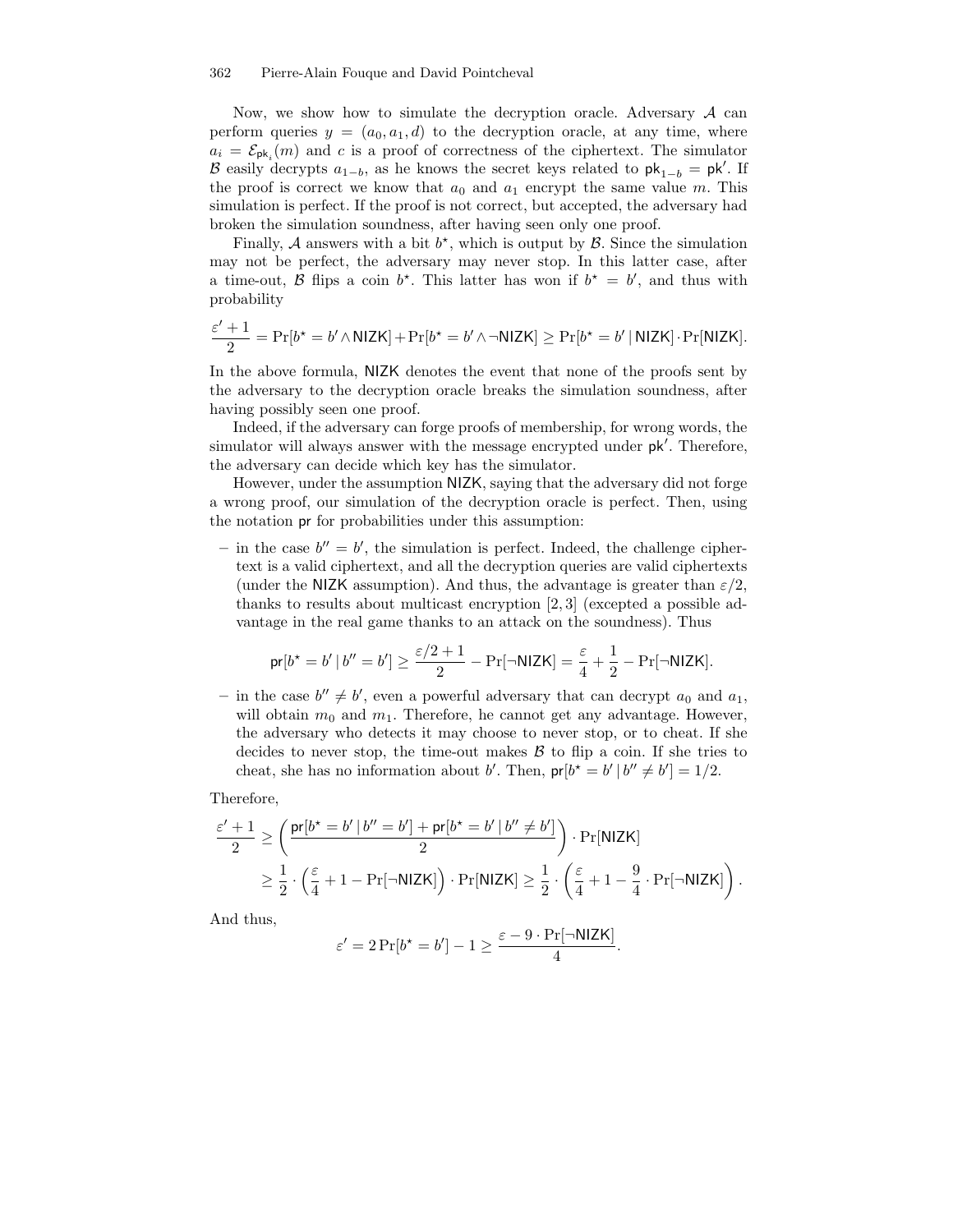Now, we show how to simulate the decryption oracle. Adversary $\mathcal{A}$ can perform queries $y = (a_0, a_1, d)$ to the decryption oracle, at any time, where $a_i = \mathcal{E}_{\mathsf{pk}_i}(m)$ and $c$ is a proof of correctness of the ciphertext. The simulator $\mathcal{B}$ easily decrypts $a_{1-b}$, as he knows the secret keys related to $\mathsf{pk}_{1-b} = \mathsf{pk}'$. If the proof is correct we know that $a_0$ and $a_1$ encrypt the same value $m$. This simulation is perfect. If the proof is not correct, but accepted, the adversary had broken the simulation soundness, after having seen only one proof.

Finally, $\mathcal{A}$ answers with a bit $b^\star$, which is output by $\mathcal{B}$. Since the simulation may not be perfect, the adversary may never stop. In this latter case, after a time-out, $\mathcal{B}$ flips a coin $b^\star$. This latter has won if $b^\star = b'$, and thus with probability

$$\frac{\varepsilon' + 1}{2} = \Pr[b^\star = b' \wedge \mathsf{NIZK}] + \Pr[b^\star = b' \wedge \neg\mathsf{NIZK}] \geq \Pr[b^\star = b' \mid \mathsf{NIZK}] \cdot \Pr[\mathsf{NIZK}].$$

In the above formula, $\mathsf{NIZK}$ denotes the event that none of the proofs sent by the adversary to the decryption oracle breaks the simulation soundness, after having possibly seen one proof.

Indeed, if the adversary can forge proofs of membership, for wrong words, the simulator will always answer with the message encrypted under $\mathsf{pk}'$. Therefore, the adversary can decide which key has the simulator.

However, under the assumption $\mathsf{NIZK}$, saying that the adversary did not forge a wrong proof, our simulation of the decryption oracle is perfect. Then, using the notation $\mathsf{pr}$ for probabilities under this assumption:

- in the case $b'' = b'$, the simulation is perfect. Indeed, the challenge ciphertext is a valid ciphertext, and all the decryption queries are valid ciphertexts (under the $\mathsf{NIZK}$ assumption). And thus, the advantage is greater than $\varepsilon/2$, thanks to results about multicast encryption [2, 3] (excepted a possible advantage in the real game thanks to an attack on the soundness). Thus

$$\mathsf{pr}[b^\star = b' \mid b'' = b'] \geq \frac{\varepsilon/2 + 1}{2} - \Pr[\neg\mathsf{NIZK}] = \frac{\varepsilon}{4} + \frac{1}{2} - \Pr[\neg\mathsf{NIZK}].$$

- in the case $b'' \neq b'$, even a powerful adversary that can decrypt $a_0$ and $a_1$, will obtain $m_0$ and $m_1$. Therefore, he cannot get any advantage. However, the adversary who detects it may choose to never stop, or to cheat. If she decides to never stop, the time-out makes $\mathcal{B}$ to flip a coin. If she tries to cheat, she has no information about $b'$. Then, $\mathsf{pr}[b^\star = b' \mid b'' \neq b'] = 1/2$.

Therefore,

$$\begin{aligned}
\frac{\varepsilon' + 1}{2} &\geq \left( \frac{\mathsf{pr}[b^\star = b' \mid b'' = b'] + \mathsf{pr}[b^\star = b' \mid b'' \neq b']}{2} \right) \cdot \Pr[\mathsf{NIZK}] \\
&\geq \frac{1}{2} \cdot \left( \frac{\varepsilon}{4} + 1 - \Pr[\neg\mathsf{NIZK}] \right) \cdot \Pr[\mathsf{NIZK}] \geq \frac{1}{2} \cdot \left( \frac{\varepsilon}{4} + 1 - \frac{9}{4} \cdot \Pr[\neg\mathsf{NIZK}] \right).
\end{aligned}$$

And thus,

$$\varepsilon' = 2\Pr[b^\star = b'] - 1 \geq \frac{\varepsilon - 9 \cdot \Pr[\neg\mathsf{NIZK}]}{4}.$$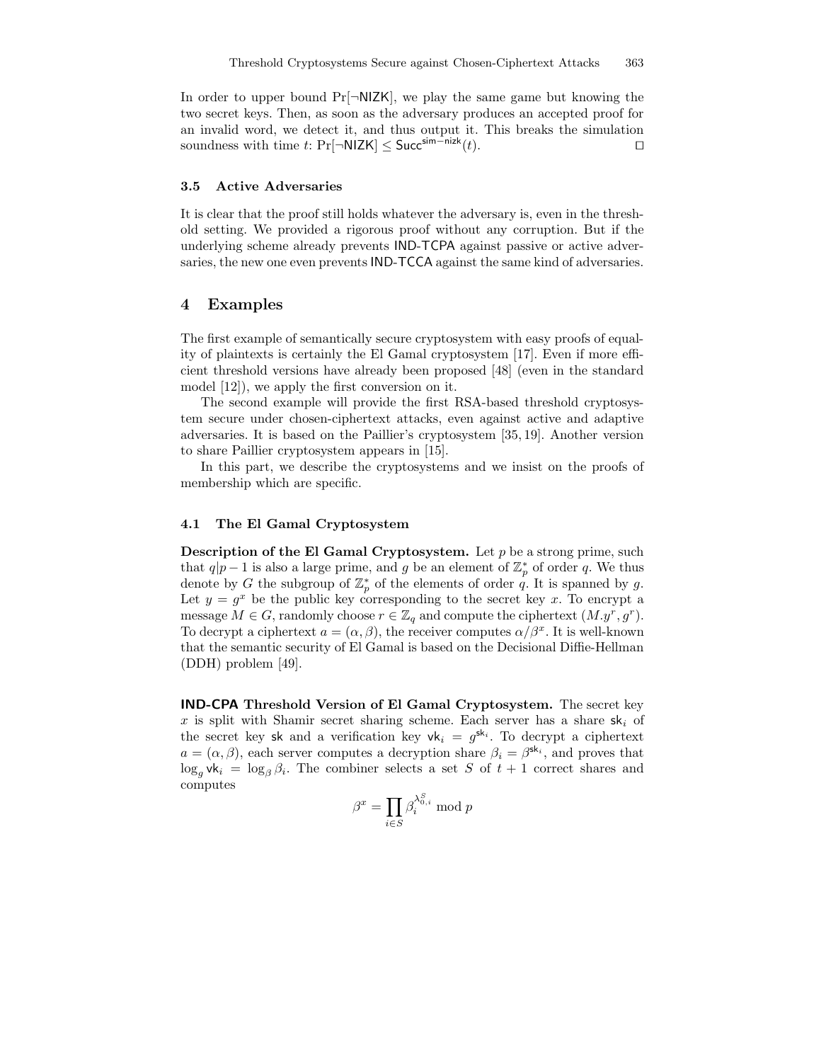In order to upper bound $\Pr[\neg\mathsf{NIZK}]$, we play the same game but knowing the two secret keys. Then, as soon as the adversary produces an accepted proof for an invalid word, we detect it, and thus output it. This breaks the simulation soundness with time $t$: $\Pr[\neg\mathsf{NIZK}] \leq \mathsf{Succ}^{\mathsf{sim-nizk}}(t)$. □

### 3.5 Active Adversaries

It is clear that the proof still holds whatever the adversary is, even in the threshold setting. We provided a rigorous proof without any corruption. But if the underlying scheme already prevents IND-TCPA against passive or active adversaries, the new one even prevents IND-TCCA against the same kind of adversaries.

## 4 Examples

The first example of semantically secure cryptosystem with easy proofs of equality of plaintexts is certainly the El Gamal cryptosystem [17]. Even if more efficient threshold versions have already been proposed [48] (even in the standard model [12]), we apply the first conversion on it.

The second example will provide the first RSA-based threshold cryptosystem secure under chosen-ciphertext attacks, even against active and adaptive adversaries. It is based on the Paillier's cryptosystem [35, 19]. Another version to share Paillier cryptosystem appears in [15].

In this part, we describe the cryptosystems and we insist on the proofs of membership which are specific.

### 4.1 The El Gamal Cryptosystem

**Description of the El Gamal Cryptosystem.** Let $p$ be a strong prime, such that $q|p-1$ is also a large prime, and $g$ be an element of $\mathbb{Z}_p^*$ of order $q$. We thus denote by $G$ the subgroup of $\mathbb{Z}_p^*$ of the elements of order $q$. It is spanned by $g$. Let $y = g^x$ be the public key corresponding to the secret key $x$. To encrypt a message $M \in G$, randomly choose $r \in \mathbb{Z}_q$ and compute the ciphertext $(M.y^r, g^r)$. To decrypt a ciphertext $a = (\alpha, \beta)$, the receiver computes $\alpha/\beta^x$. It is well-known that the semantic security of El Gamal is based on the Decisional Diffie-Hellman (DDH) problem [49].

**IND-CPA Threshold Version of El Gamal Cryptosystem.** The secret key $x$ is split with Shamir secret sharing scheme. Each server has a share $\mathsf{sk}_i$ of the secret key $\mathsf{sk}$ and a verification key $\mathsf{vk}_i = g^{\mathsf{sk}_i}$. To decrypt a ciphertext $a = (\alpha, \beta)$, each server computes a decryption share $\beta_i = \beta^{\mathsf{sk}_i}$, and proves that $\log_g \mathsf{vk}_i = \log_\beta \beta_i$. The combiner selects a set $S$ of $t+1$ correct shares and computes

$$\beta^x = \prod_{i \in S} \beta_i^{\lambda_{0,i}^S} \bmod p$$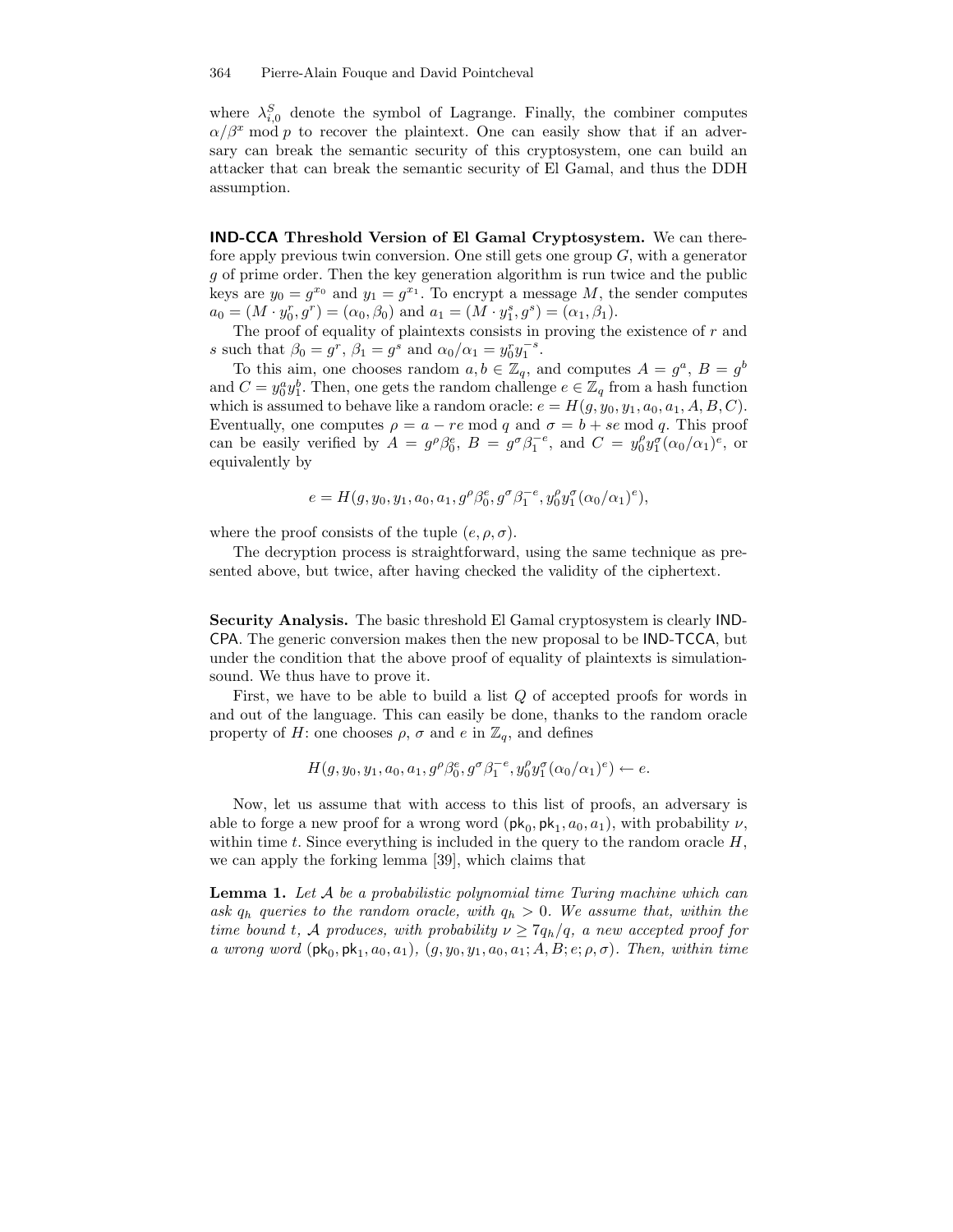where $\lambda_{i,0}^S$ denote the symbol of Lagrange. Finally, the combiner computes $\alpha/\beta^x \bmod p$ to recover the plaintext. One can easily show that if an adversary can break the semantic security of this cryptosystem, one can build an attacker that can break the semantic security of El Gamal, and thus the DDH assumption.

**IND-CCA Threshold Version of El Gamal Cryptosystem.** We can therefore apply previous twin conversion. One still gets one group $G$, with a generator $g$ of prime order. Then the key generation algorithm is run twice and the public keys are $y_0 = g^{x_0}$ and $y_1 = g^{x_1}$. To encrypt a message $M$, the sender computes $a_0 = (M \cdot y_0^r, g^r) = (\alpha_0, \beta_0)$ and $a_1 = (M \cdot y_1^s, g^s) = (\alpha_1, \beta_1)$.

The proof of equality of plaintexts consists in proving the existence of $r$ and $s$ such that $\beta_0 = g^r$, $\beta_1 = g^s$ and $\alpha_0/\alpha_1 = y_0^r y_1^{-s}$.

To this aim, one chooses random $a, b \in \mathbb{Z}_q$, and computes $A = g^a$, $B = g^b$ and $C = y_0^a y_1^b$. Then, one gets the random challenge $e \in \mathbb{Z}_q$ from a hash function which is assumed to behave like a random oracle: $e = H(g, y_0, y_1, a_0, a_1, A, B, C)$. Eventually, one computes $\rho = a - re \bmod q$ and $\sigma = b + se \bmod q$. This proof can be easily verified by $A = g^\rho \beta_0^e$, $B = g^\sigma \beta_1^{-e}$, and $C = y_0^\rho y_1^\sigma (\alpha_0/\alpha_1)^e$, or equivalently by

$$e = H(g, y_0, y_1, a_0, a_1, g^\rho \beta_0^e, g^\sigma \beta_1^{-e}, y_0^\rho y_1^\sigma (\alpha_0/\alpha_1)^e),$$

where the proof consists of the tuple $(e, \rho, \sigma)$.

The decryption process is straightforward, using the same technique as presented above, but twice, after having checked the validity of the ciphertext.

**Security Analysis.** The basic threshold El Gamal cryptosystem is clearly IND-CPA. The generic conversion makes then the new proposal to be IND-TCCA, but under the condition that the above proof of equality of plaintexts is simulation-sound. We thus have to prove it.

First, we have to be able to build a list $Q$ of accepted proofs for words in and out of the language. This can easily be done, thanks to the random oracle property of $H$: one chooses $\rho$, $\sigma$ and $e$ in $\mathbb{Z}_q$, and defines

$$H(g, y_0, y_1, a_0, a_1, g^\rho \beta_0^e, g^\sigma \beta_1^{-e}, y_0^\rho y_1^\sigma (\alpha_0/\alpha_1)^e) \leftarrow e.$$

Now, let us assume that with access to this list of proofs, an adversary is able to forge a new proof for a wrong word $(\mathsf{pk}_0, \mathsf{pk}_1, a_0, a_1)$, with probability $\nu$, within time $t$. Since everything is included in the query to the random oracle $H$, we can apply the forking lemma [39], which claims that

**Lemma 1.** *Let $\mathcal{A}$ be a probabilistic polynomial time Turing machine which can ask $q_h$ queries to the random oracle, with $q_h > 0$. We assume that, within the time bound $t$, $\mathcal{A}$ produces, with probability $\nu \geq 7q_h/q$, a new accepted proof for a wrong word $(\mathsf{pk}_0, \mathsf{pk}_1, a_0, a_1)$, $(g, y_0, y_1, a_0, a_1; A, B; e; \rho, \sigma)$. Then, within time*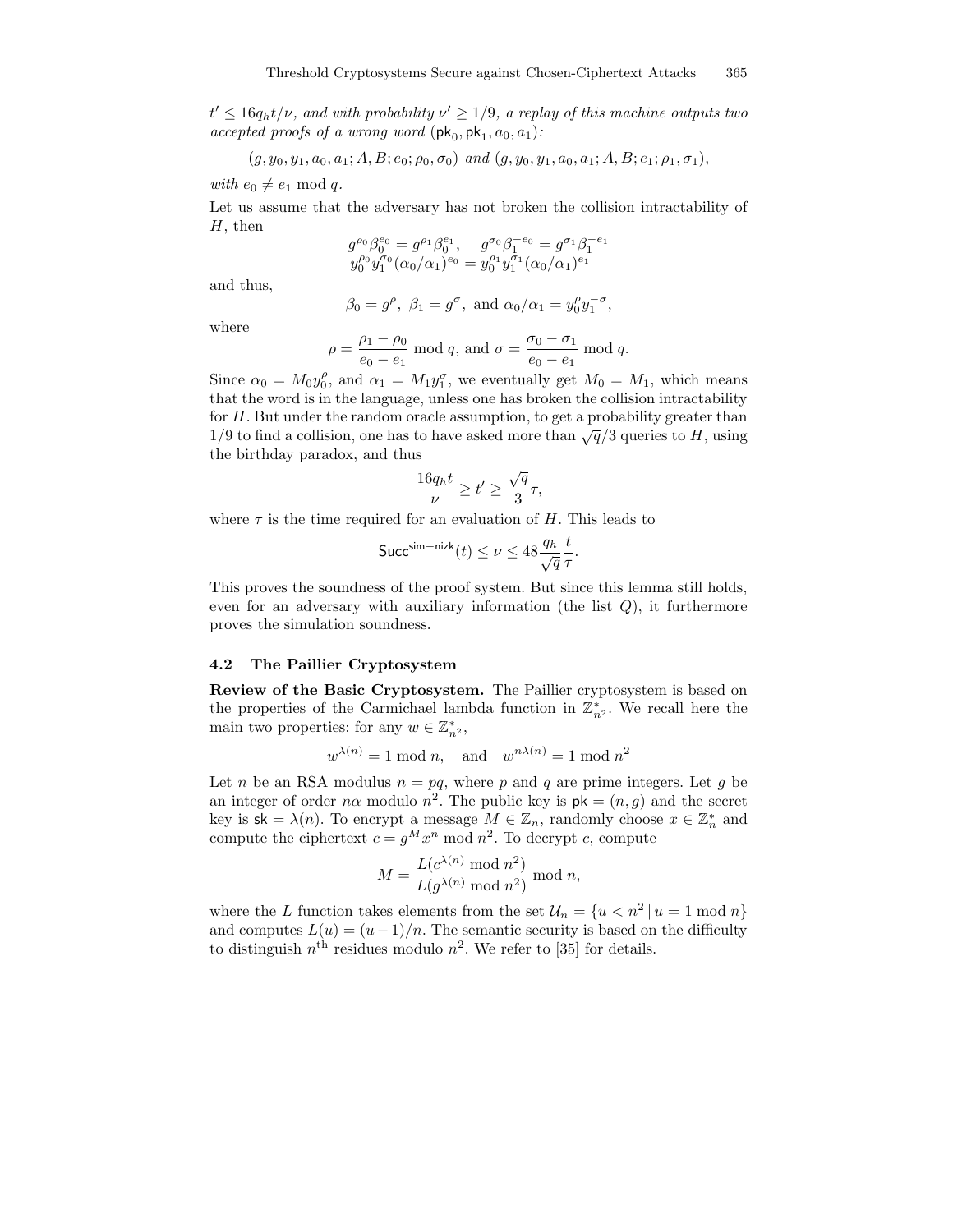*$t' \leq 16q_h t/\nu$, and with probability $\nu' \geq 1/9$, a replay of this machine outputs two accepted proofs of a wrong word $(\mathsf{pk}_0, \mathsf{pk}_1, a_0, a_1)$:*

$$(g, y_0, y_1, a_0, a_1; A, B; e_0; \rho_0, \sigma_0) \text{ and } (g, y_0, y_1, a_0, a_1; A, B; e_1; \rho_1, \sigma_1),$$

*with $e_0 \neq e_1 \bmod q$.*

Let us assume that the adversary has not broken the collision intractability of $H$, then

$$g^{\rho_0}\beta_0^{e_0} = g^{\rho_1}\beta_0^{e_1}, \quad g^{\sigma_0}\beta_1^{-e_0} = g^{\sigma_1}\beta_1^{-e_1}$$
$$y_0^{\rho_0}y_1^{\sigma_0}(\alpha_0/\alpha_1)^{e_0} = y_0^{\rho_1}y_1^{\sigma_1}(\alpha_0/\alpha_1)^{e_1}$$

and thus,

$$\beta_0 = g^{\rho}, \ \beta_1 = g^{\sigma}, \text{ and } \alpha_0/\alpha_1 = y_0^{\rho}y_1^{-\sigma},$$

where

$$\rho = \frac{\rho_1 - \rho_0}{e_0 - e_1} \bmod q, \text{ and } \sigma = \frac{\sigma_0 - \sigma_1}{e_0 - e_1} \bmod q.$$

Since $\alpha_0 = M_0 y_0^{\rho}$, and $\alpha_1 = M_1 y_1^{\sigma}$, we eventually get $M_0 = M_1$, which means that the word is in the language, unless one has broken the collision intractability for $H$. But under the random oracle assumption, to get a probability greater than $1/9$ to find a collision, one has to have asked more than $\sqrt{q}/3$ queries to $H$, using the birthday paradox, and thus

$$\frac{16q_h t}{\nu} \geq t' \geq \frac{\sqrt{q}}{3}\tau,$$

where $\tau$ is the time required for an evaluation of $H$. This leads to

$$\mathsf{Succ}^{\mathsf{sim-nizk}}(t) \leq \nu \leq 48\frac{q_h}{\sqrt{q}}\frac{t}{\tau}.$$

This proves the soundness of the proof system. But since this lemma still holds, even for an adversary with auxiliary information (the list $Q$), it furthermore proves the simulation soundness.

### 4.2 The Paillier Cryptosystem

**Review of the Basic Cryptosystem.** The Paillier cryptosystem is based on the properties of the Carmichael lambda function in $\mathbb{Z}_{n^2}^*$. We recall here the main two properties: for any $w \in \mathbb{Z}_{n^2}^*$,

$$w^{\lambda(n)} = 1 \bmod n, \quad \text{and} \quad w^{n\lambda(n)} = 1 \bmod n^2$$

Let $n$ be an RSA modulus $n = pq$, where $p$ and $q$ are prime integers. Let $g$ be an integer of order $n\alpha$ modulo $n^2$. The public key is $\mathsf{pk} = (n, g)$ and the secret key is $\mathsf{sk} = \lambda(n)$. To encrypt a message $M \in \mathbb{Z}_n$, randomly choose $x \in \mathbb{Z}_n^*$ and compute the ciphertext $c = g^M x^n \bmod n^2$. To decrypt $c$, compute

$$M = \frac{L(c^{\lambda(n)} \bmod n^2)}{L(g^{\lambda(n)} \bmod n^2)} \bmod n,$$

where the $L$ function takes elements from the set $\mathcal{U}_n = \{u < n^2 \,|\, u = 1 \bmod n\}$ and computes $L(u) = (u-1)/n$. The semantic security is based on the difficulty to distinguish $n^{\text{th}}$ residues modulo $n^2$. We refer to [35] for details.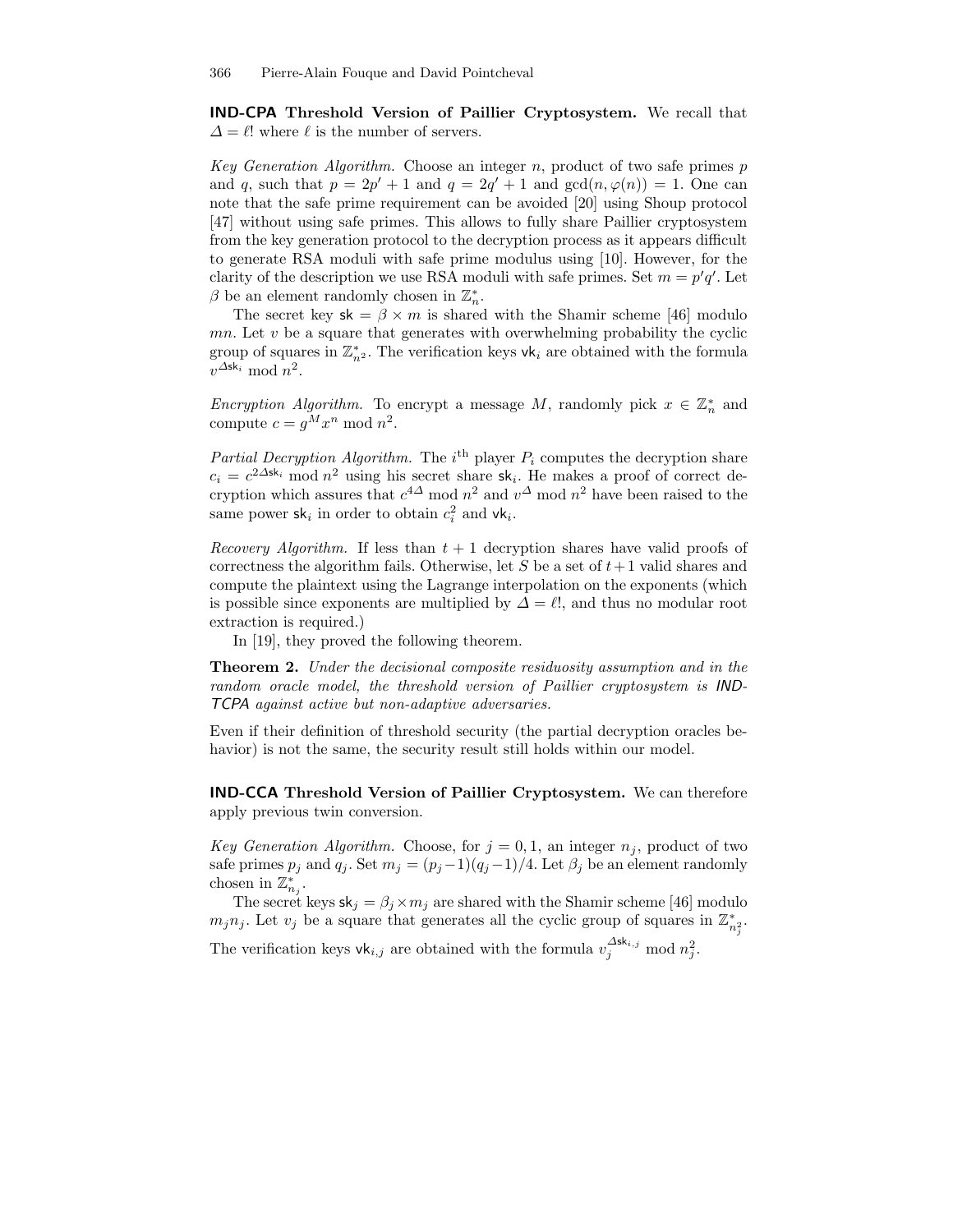**IND-CPA Threshold Version of Paillier Cryptosystem.** We recall that $\Delta = \ell!$ where $\ell$ is the number of servers.

*Key Generation Algorithm.* Choose an integer $n$, product of two safe primes $p$ and $q$, such that $p = 2p' + 1$ and $q = 2q' + 1$ and $\gcd(n, \varphi(n)) = 1$. One can note that the safe prime requirement can be avoided [20] using Shoup protocol [47] without using safe primes. This allows to fully share Paillier cryptosystem from the key generation protocol to the decryption process as it appears difficult to generate RSA moduli with safe prime modulus using [10]. However, for the clarity of the description we use RSA moduli with safe primes. Set $m = p'q'$. Let $\beta$ be an element randomly chosen in $\mathbb{Z}_n^*$.

The secret key $\mathsf{sk} = \beta \times m$ is shared with the Shamir scheme [46] modulo $mn$. Let $v$ be a square that generates with overwhelming probability the cyclic group of squares in $\mathbb{Z}_{n^2}^*$. The verification keys $\mathsf{vk}_i$ are obtained with the formula $v^{\Delta \mathsf{sk}_i} \bmod n^2$.

*Encryption Algorithm.* To encrypt a message $M$, randomly pick $x \in \mathbb{Z}_n^*$ and compute $c = g^M x^n \bmod n^2$.

*Partial Decryption Algorithm.* The $i^{\text{th}}$ player $P_i$ computes the decryption share $c_i = c^{2\Delta \mathsf{sk}_i} \bmod n^2$ using his secret share $\mathsf{sk}_i$. He makes a proof of correct decryption which assures that $c^{4\Delta} \bmod n^2$ and $v^{\Delta} \bmod n^2$ have been raised to the same power $\mathsf{sk}_i$ in order to obtain $c_i^2$ and $\mathsf{vk}_i$.

*Recovery Algorithm.* If less than $t+1$ decryption shares have valid proofs of correctness the algorithm fails. Otherwise, let $S$ be a set of $t+1$ valid shares and compute the plaintext using the Lagrange interpolation on the exponents (which is possible since exponents are multiplied by $\Delta = \ell!$, and thus no modular root extraction is required.)

In [19], they proved the following theorem.

**Theorem 2.** *Under the decisional composite residuosity assumption and in the random oracle model, the threshold version of Paillier cryptosystem is IND-TCPA against active but non-adaptive adversaries.*

Even if their definition of threshold security (the partial decryption oracles behavior) is not the same, the security result still holds within our model.

**IND-CCA Threshold Version of Paillier Cryptosystem.** We can therefore apply previous twin conversion.

*Key Generation Algorithm.* Choose, for $j = 0, 1$, an integer $n_j$, product of two safe primes $p_j$ and $q_j$. Set $m_j = (p_j - 1)(q_j - 1)/4$. Let $\beta_j$ be an element randomly chosen in $\mathbb{Z}_{n_j}^*$.

The secret keys $\mathsf{sk}_j = \beta_j \times m_j$ are shared with the Shamir scheme [46] modulo $m_j n_j$. Let $v_j$ be a square that generates all the cyclic group of squares in $\mathbb{Z}_{n_j^2}^*$. The verification keys $\mathsf{vk}_{i,j}$ are obtained with the formula $v_j^{\Delta \mathsf{sk}_{i,j}} \bmod n_j^2$.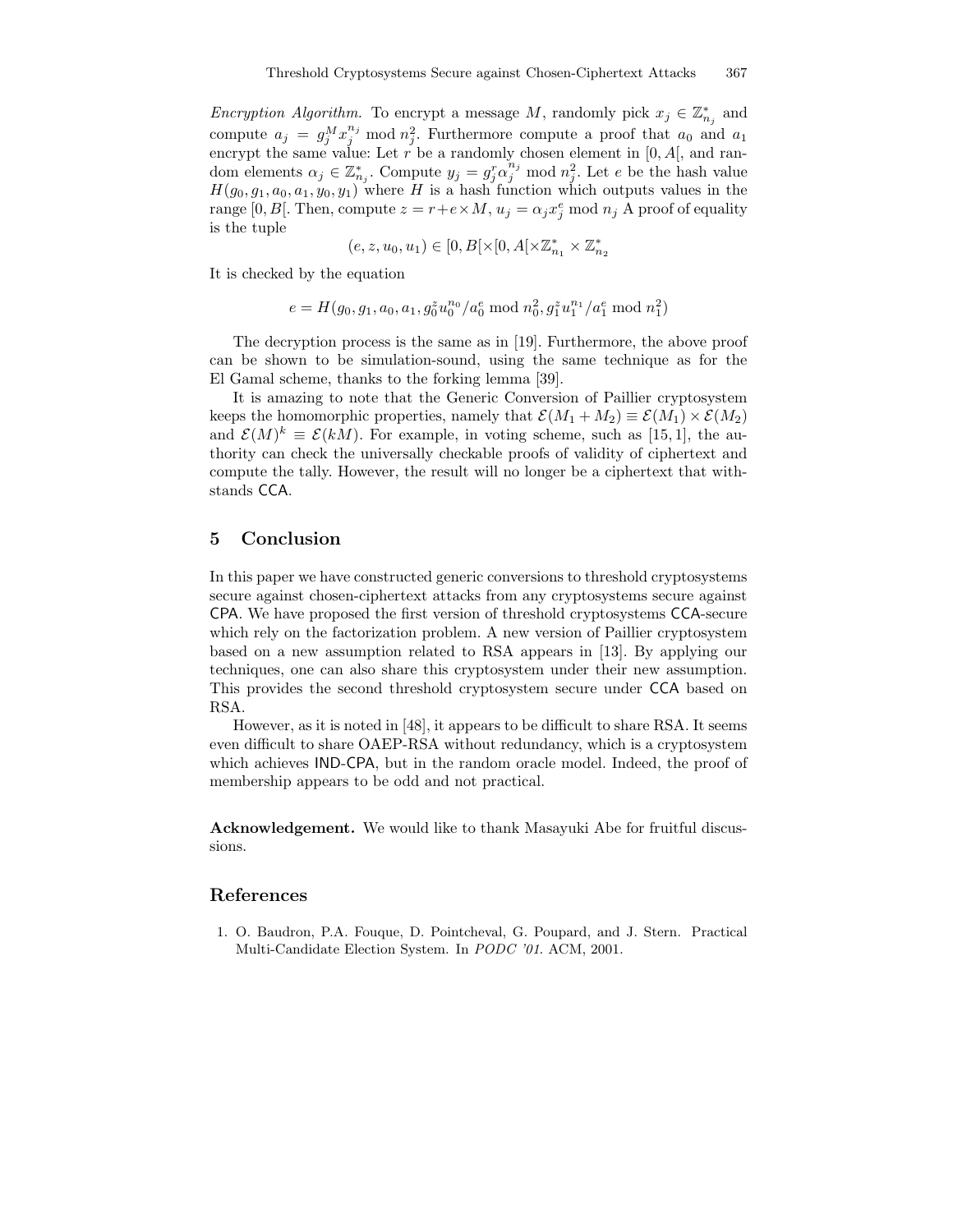*Encryption Algorithm.* To encrypt a message $M$, randomly pick $x_j \in \mathbb{Z}_{n_j}^*$ and compute $a_j = g_j^M x_j^{n_j} \bmod n_j^2$. Furthermore compute a proof that $a_0$ and $a_1$ encrypt the same value: Let $r$ be a randomly chosen element in $[0, A[$, and random elements $\alpha_j \in \mathbb{Z}_{n_j}^*$. Compute $y_j = g_j^r \alpha_j^{n_j} \bmod n_j^2$. Let $e$ be the hash value $H(g_0, g_1, a_0, a_1, y_0, y_1)$ where $H$ is a hash function which outputs values in the range $[0, B[$. Then, compute $z = r + e \times M$, $u_j = \alpha_j x_j^e \bmod n_j$ A proof of equality is the tuple

$$(e, z, u_0, u_1) \in [0, B[ \times [0, A[ \times \mathbb{Z}_{n_1}^* \times \mathbb{Z}_{n_2}^*$$

It is checked by the equation

$$e = H(g_0, g_1, a_0, a_1, g_0^z u_0^{n_0}/a_0^e \bmod n_0^2, g_1^z u_1^{n_1}/a_1^e \bmod n_1^2)$$

The decryption process is the same as in [19]. Furthermore, the above proof can be shown to be simulation-sound, using the same technique as for the El Gamal scheme, thanks to the forking lemma [39].

It is amazing to note that the Generic Conversion of Paillier cryptosystem keeps the homomorphic properties, namely that $\mathcal{E}(M_1 + M_2) \equiv \mathcal{E}(M_1) \times \mathcal{E}(M_2)$ and $\mathcal{E}(M)^k \equiv \mathcal{E}(kM)$. For example, in voting scheme, such as [15, 1], the authority can check the universally checkable proofs of validity of ciphertext and compute the tally. However, the result will no longer be a ciphertext that withstands CCA.

## 5 Conclusion

In this paper we have constructed generic conversions to threshold cryptosystems secure against chosen-ciphertext attacks from any cryptosystems secure against CPA. We have proposed the first version of threshold cryptosystems CCA-secure which rely on the factorization problem. A new version of Paillier cryptosystem based on a new assumption related to RSA appears in [13]. By applying our techniques, one can also share this cryptosystem under their new assumption. This provides the second threshold cryptosystem secure under CCA based on RSA.

However, as it is noted in [48], it appears to be difficult to share RSA. It seems even difficult to share OAEP-RSA without redundancy, which is a cryptosystem which achieves IND-CPA, but in the random oracle model. Indeed, the proof of membership appears to be odd and not practical.

**Acknowledgement.** We would like to thank Masayuki Abe for fruitful discussions.

## References

1. O. Baudron, P.A. Fouque, D. Pointcheval, G. Poupard, and J. Stern. Practical Multi-Candidate Election System. In *PODC '01*. ACM, 2001.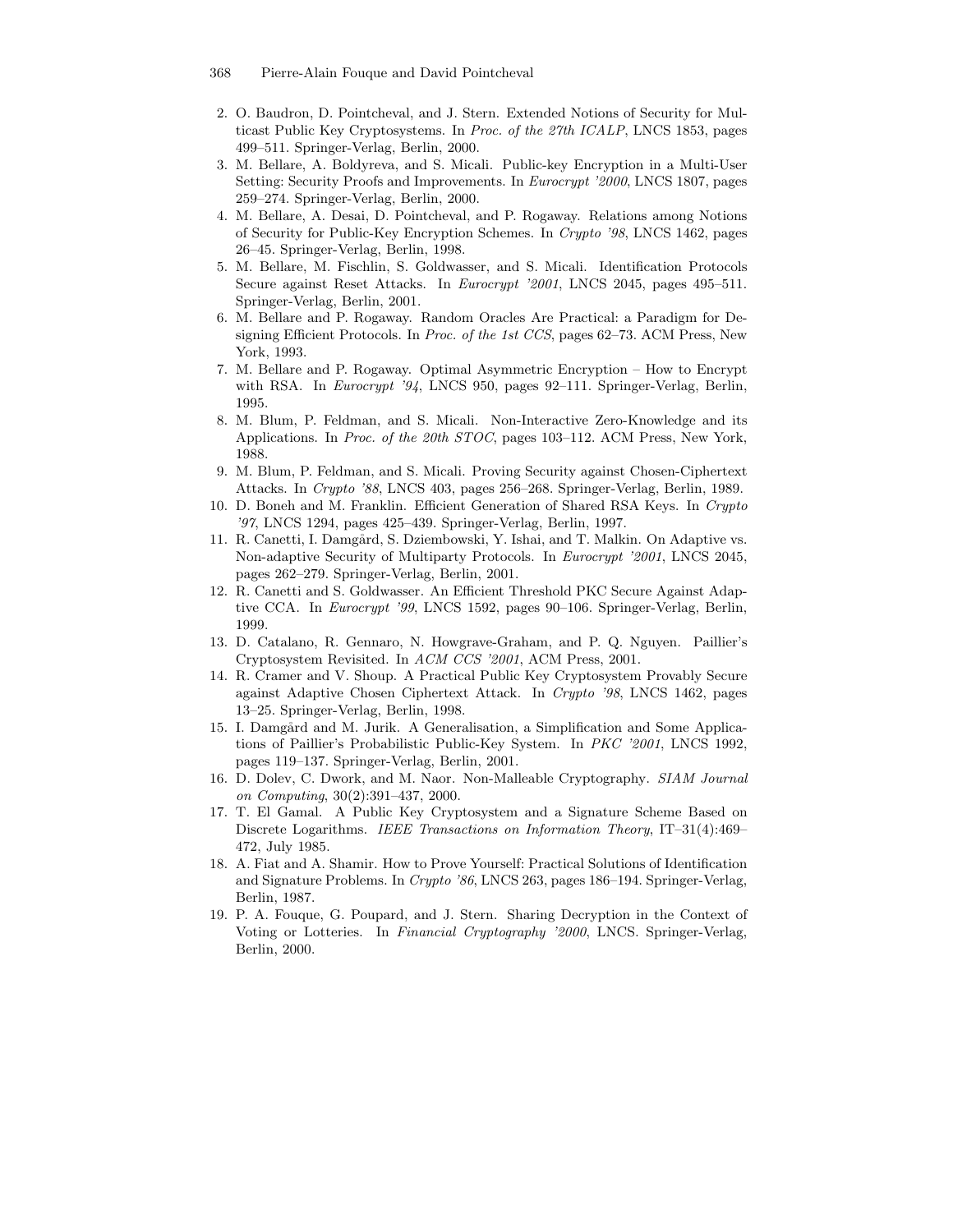2. O. Baudron, D. Pointcheval, and J. Stern. Extended Notions of Security for Multicast Public Key Cryptosystems. In *Proc. of the 27th ICALP*, LNCS 1853, pages 499–511. Springer-Verlag, Berlin, 2000.
3. M. Bellare, A. Boldyreva, and S. Micali. Public-key Encryption in a Multi-User Setting: Security Proofs and Improvements. In *Eurocrypt '2000*, LNCS 1807, pages 259–274. Springer-Verlag, Berlin, 2000.
4. M. Bellare, A. Desai, D. Pointcheval, and P. Rogaway. Relations among Notions of Security for Public-Key Encryption Schemes. In *Crypto '98*, LNCS 1462, pages 26–45. Springer-Verlag, Berlin, 1998.
5. M. Bellare, M. Fischlin, S. Goldwasser, and S. Micali. Identification Protocols Secure against Reset Attacks. In *Eurocrypt '2001*, LNCS 2045, pages 495–511. Springer-Verlag, Berlin, 2001.
6. M. Bellare and P. Rogaway. Random Oracles Are Practical: a Paradigm for Designing Efficient Protocols. In *Proc. of the 1st CCS*, pages 62–73. ACM Press, New York, 1993.
7. M. Bellare and P. Rogaway. Optimal Asymmetric Encryption – How to Encrypt with RSA. In *Eurocrypt '94*, LNCS 950, pages 92–111. Springer-Verlag, Berlin, 1995.
8. M. Blum, P. Feldman, and S. Micali. Non-Interactive Zero-Knowledge and its Applications. In *Proc. of the 20th STOC*, pages 103–112. ACM Press, New York, 1988.
9. M. Blum, P. Feldman, and S. Micali. Proving Security against Chosen-Ciphertext Attacks. In *Crypto '88*, LNCS 403, pages 256–268. Springer-Verlag, Berlin, 1989.
10. D. Boneh and M. Franklin. Efficient Generation of Shared RSA Keys. In *Crypto '97*, LNCS 1294, pages 425–439. Springer-Verlag, Berlin, 1997.
11. R. Canetti, I. Damgård, S. Dziembowski, Y. Ishai, and T. Malkin. On Adaptive vs. Non-adaptive Security of Multiparty Protocols. In *Eurocrypt '2001*, LNCS 2045, pages 262–279. Springer-Verlag, Berlin, 2001.
12. R. Canetti and S. Goldwasser. An Efficient Threshold PKC Secure Against Adaptive CCA. In *Eurocrypt '99*, LNCS 1592, pages 90–106. Springer-Verlag, Berlin, 1999.
13. D. Catalano, R. Gennaro, N. Howgrave-Graham, and P. Q. Nguyen. Paillier's Cryptosystem Revisited. In *ACM CCS '2001*, ACM Press, 2001.
14. R. Cramer and V. Shoup. A Practical Public Key Cryptosystem Provably Secure against Adaptive Chosen Ciphertext Attack. In *Crypto '98*, LNCS 1462, pages 13–25. Springer-Verlag, Berlin, 1998.
15. I. Damgård and M. Jurik. A Generalisation, a Simplification and Some Applications of Paillier's Probabilistic Public-Key System. In *PKC '2001*, LNCS 1992, pages 119–137. Springer-Verlag, Berlin, 2001.
16. D. Dolev, C. Dwork, and M. Naor. Non-Malleable Cryptography. *SIAM Journal on Computing*, 30(2):391–437, 2000.
17. T. El Gamal. A Public Key Cryptosystem and a Signature Scheme Based on Discrete Logarithms. *IEEE Transactions on Information Theory*, IT–31(4):469–472, July 1985.
18. A. Fiat and A. Shamir. How to Prove Yourself: Practical Solutions of Identification and Signature Problems. In *Crypto '86*, LNCS 263, pages 186–194. Springer-Verlag, Berlin, 1987.
19. P. A. Fouque, G. Poupard, and J. Stern. Sharing Decryption in the Context of Voting or Lotteries. In *Financial Cryptography '2000*, LNCS. Springer-Verlag, Berlin, 2000.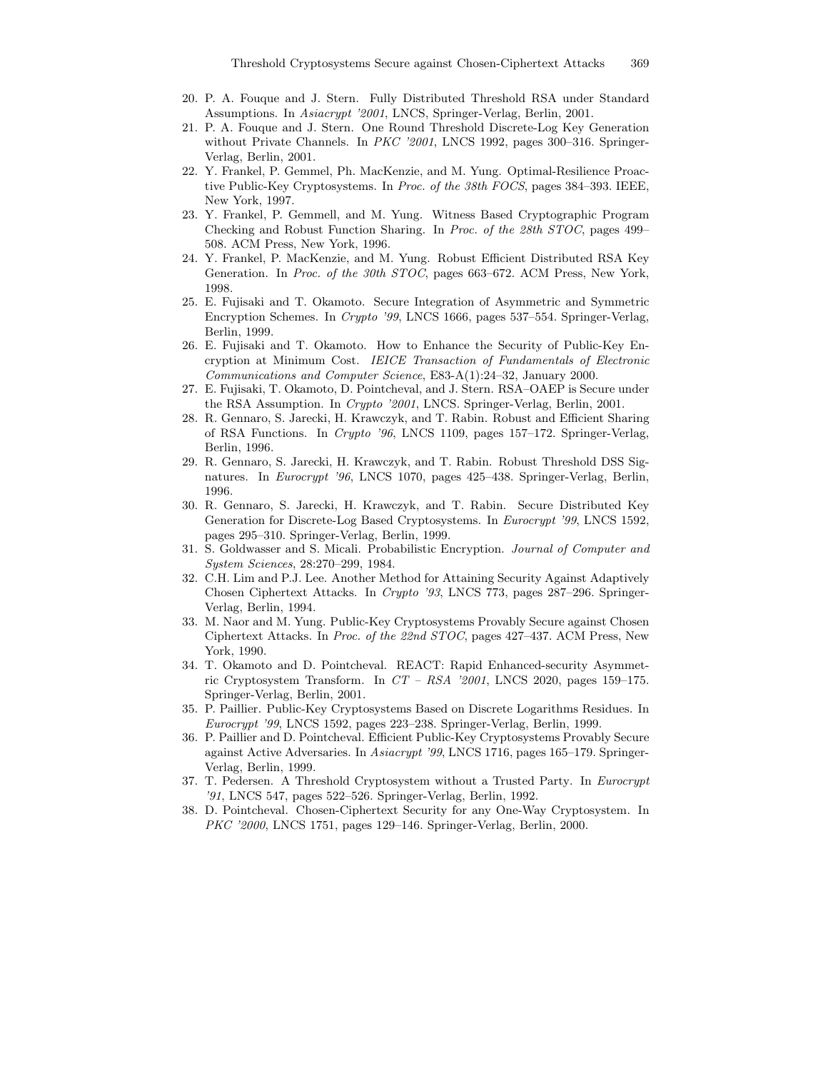20. P. A. Fouque and J. Stern. Fully Distributed Threshold RSA under Standard Assumptions. In *Asiacrypt '2001*, LNCS, Springer-Verlag, Berlin, 2001.
21. P. A. Fouque and J. Stern. One Round Threshold Discrete-Log Key Generation without Private Channels. In *PKC '2001*, LNCS 1992, pages 300–316. Springer-Verlag, Berlin, 2001.
22. Y. Frankel, P. Gemmel, Ph. MacKenzie, and M. Yung. Optimal-Resilience Proactive Public-Key Cryptosystems. In *Proc. of the 38th FOCS*, pages 384–393. IEEE, New York, 1997.
23. Y. Frankel, P. Gemmell, and M. Yung. Witness Based Cryptographic Program Checking and Robust Function Sharing. In *Proc. of the 28th STOC*, pages 499–508. ACM Press, New York, 1996.
24. Y. Frankel, P. MacKenzie, and M. Yung. Robust Efficient Distributed RSA Key Generation. In *Proc. of the 30th STOC*, pages 663–672. ACM Press, New York, 1998.
25. E. Fujisaki and T. Okamoto. Secure Integration of Asymmetric and Symmetric Encryption Schemes. In *Crypto '99*, LNCS 1666, pages 537–554. Springer-Verlag, Berlin, 1999.
26. E. Fujisaki and T. Okamoto. How to Enhance the Security of Public-Key Encryption at Minimum Cost. *IEICE Transaction of Fundamentals of Electronic Communications and Computer Science*, E83-A(1):24–32, January 2000.
27. E. Fujisaki, T. Okamoto, D. Pointcheval, and J. Stern. RSA–OAEP is Secure under the RSA Assumption. In *Crypto '2001*, LNCS. Springer-Verlag, Berlin, 2001.
28. R. Gennaro, S. Jarecki, H. Krawczyk, and T. Rabin. Robust and Efficient Sharing of RSA Functions. In *Crypto '96*, LNCS 1109, pages 157–172. Springer-Verlag, Berlin, 1996.
29. R. Gennaro, S. Jarecki, H. Krawczyk, and T. Rabin. Robust Threshold DSS Signatures. In *Eurocrypt '96*, LNCS 1070, pages 425–438. Springer-Verlag, Berlin, 1996.
30. R. Gennaro, S. Jarecki, H. Krawczyk, and T. Rabin. Secure Distributed Key Generation for Discrete-Log Based Cryptosystems. In *Eurocrypt '99*, LNCS 1592, pages 295–310. Springer-Verlag, Berlin, 1999.
31. S. Goldwasser and S. Micali. Probabilistic Encryption. *Journal of Computer and System Sciences*, 28:270–299, 1984.
32. C.H. Lim and P.J. Lee. Another Method for Attaining Security Against Adaptively Chosen Ciphertext Attacks. In *Crypto '93*, LNCS 773, pages 287–296. Springer-Verlag, Berlin, 1994.
33. M. Naor and M. Yung. Public-Key Cryptosystems Provably Secure against Chosen Ciphertext Attacks. In *Proc. of the 22nd STOC*, pages 427–437. ACM Press, New York, 1990.
34. T. Okamoto and D. Pointcheval. REACT: Rapid Enhanced-security Asymmetric Cryptosystem Transform. In *CT – RSA '2001*, LNCS 2020, pages 159–175. Springer-Verlag, Berlin, 2001.
35. P. Paillier. Public-Key Cryptosystems Based on Discrete Logarithms Residues. In *Eurocrypt '99*, LNCS 1592, pages 223–238. Springer-Verlag, Berlin, 1999.
36. P. Paillier and D. Pointcheval. Efficient Public-Key Cryptosystems Provably Secure against Active Adversaries. In *Asiacrypt '99*, LNCS 1716, pages 165–179. Springer-Verlag, Berlin, 1999.
37. T. Pedersen. A Threshold Cryptosystem without a Trusted Party. In *Eurocrypt '91*, LNCS 547, pages 522–526. Springer-Verlag, Berlin, 1992.
38. D. Pointcheval. Chosen-Ciphertext Security for any One-Way Cryptosystem. In *PKC '2000*, LNCS 1751, pages 129–146. Springer-Verlag, Berlin, 2000.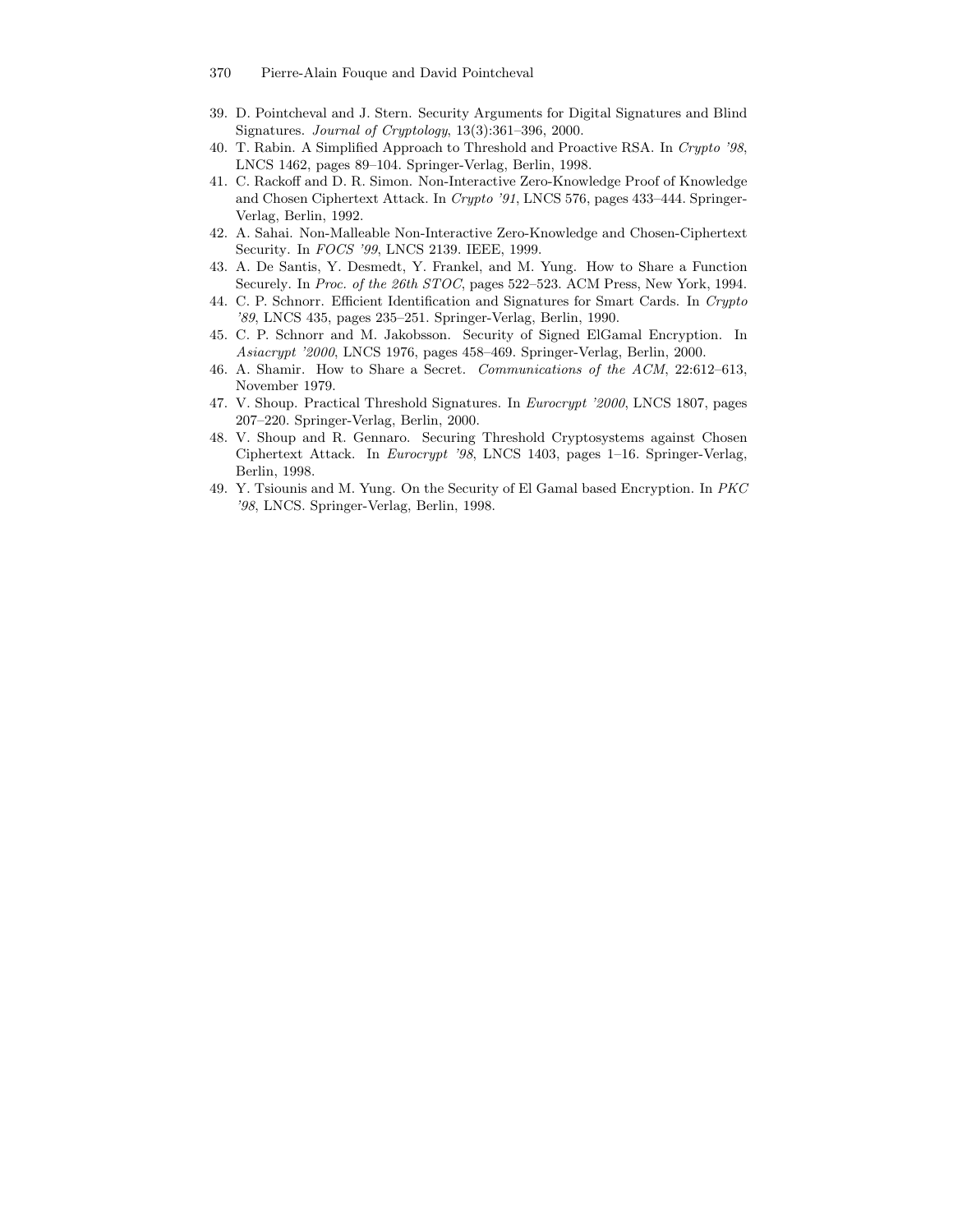39. D. Pointcheval and J. Stern. Security Arguments for Digital Signatures and Blind Signatures. *Journal of Cryptology*, 13(3):361–396, 2000.
40. T. Rabin. A Simplified Approach to Threshold and Proactive RSA. In *Crypto '98*, LNCS 1462, pages 89–104. Springer-Verlag, Berlin, 1998.
41. C. Rackoff and D. R. Simon. Non-Interactive Zero-Knowledge Proof of Knowledge and Chosen Ciphertext Attack. In *Crypto '91*, LNCS 576, pages 433–444. Springer-Verlag, Berlin, 1992.
42. A. Sahai. Non-Malleable Non-Interactive Zero-Knowledge and Chosen-Ciphertext Security. In *FOCS '99*, LNCS 2139. IEEE, 1999.
43. A. De Santis, Y. Desmedt, Y. Frankel, and M. Yung. How to Share a Function Securely. In *Proc. of the 26th STOC*, pages 522–523. ACM Press, New York, 1994.
44. C. P. Schnorr. Efficient Identification and Signatures for Smart Cards. In *Crypto '89*, LNCS 435, pages 235–251. Springer-Verlag, Berlin, 1990.
45. C. P. Schnorr and M. Jakobsson. Security of Signed ElGamal Encryption. In *Asiacrypt '2000*, LNCS 1976, pages 458–469. Springer-Verlag, Berlin, 2000.
46. A. Shamir. How to Share a Secret. *Communications of the ACM*, 22:612–613, November 1979.
47. V. Shoup. Practical Threshold Signatures. In *Eurocrypt '2000*, LNCS 1807, pages 207–220. Springer-Verlag, Berlin, 2000.
48. V. Shoup and R. Gennaro. Securing Threshold Cryptosystems against Chosen Ciphertext Attack. In *Eurocrypt '98*, LNCS 1403, pages 1–16. Springer-Verlag, Berlin, 1998.
49. Y. Tsiounis and M. Yung. On the Security of El Gamal based Encryption. In *PKC '98*, LNCS. Springer-Verlag, Berlin, 1998.